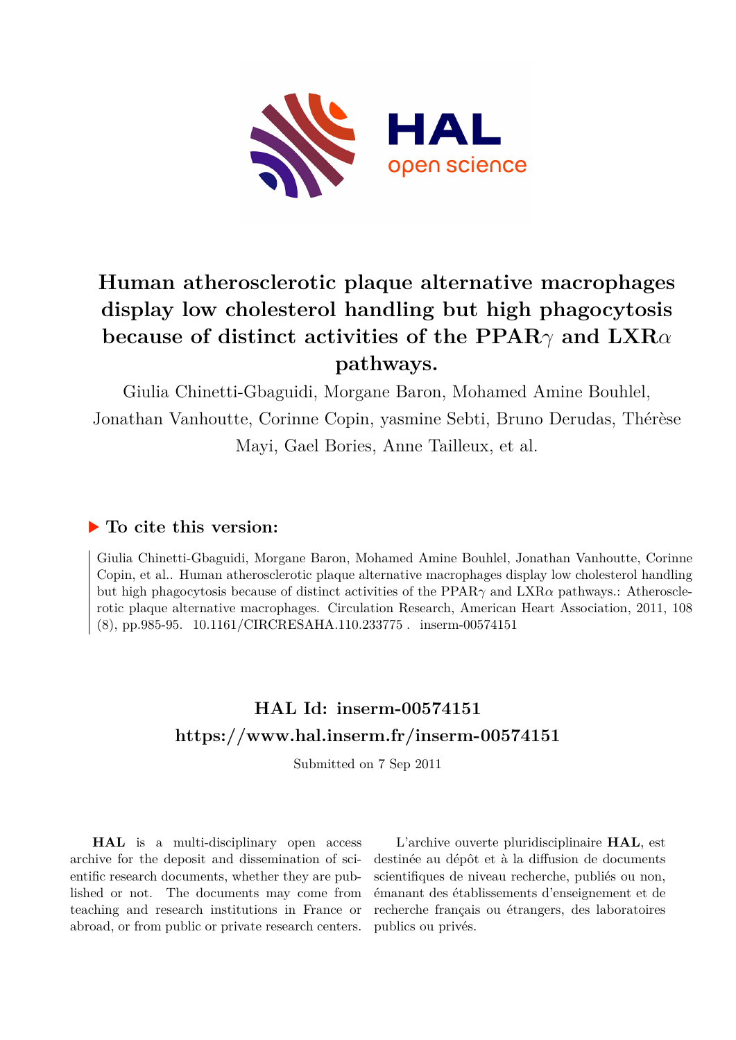# Human atherosclerotic plaque alternative macrophages display low cholesterol handling but high phagocytosis because of distinct activities of the PPAR$\gamma$ and LXR$\alpha$ pathways.

Giulia Chinetti-Gbaguidi, Morgane Baron, Mohamed Amine Bouhlel, Jonathan Vanhoutte, Corinne Copin, yasmine Sebti, Bruno Derudas, Thérèse Mayi, Gael Bories, Anne Tailleux, et al.

## ▶ To cite this version:

Giulia Chinetti-Gbaguidi, Morgane Baron, Mohamed Amine Bouhlel, Jonathan Vanhoutte, Corinne Copin, et al.. Human atherosclerotic plaque alternative macrophages display low cholesterol handling but high phagocytosis because of distinct activities of the PPAR$\gamma$ and LXR$\alpha$ pathways.: Atherosclerotic plaque alternative macrophages. Circulation Research, American Heart Association, 2011, 108 (8), pp.985-95. 10.1161/CIRCRESAHA.110.233775 . inserm-00574151

## HAL Id: inserm-00574151
## https://www.hal.inserm.fr/inserm-00574151

Submitted on 7 Sep 2011

**HAL** is a multi-disciplinary open access archive for the deposit and dissemination of scientific research documents, whether they are published or not. The documents may come from teaching and research institutions in France or abroad, or from public or private research centers.

L'archive ouverte pluridisciplinaire **HAL**, est destinée au dépôt et à la diffusion de documents scientifiques de niveau recherche, publiés ou non, émanant des établissements d'enseignement et de recherche français ou étrangers, des laboratoires publics ou privés.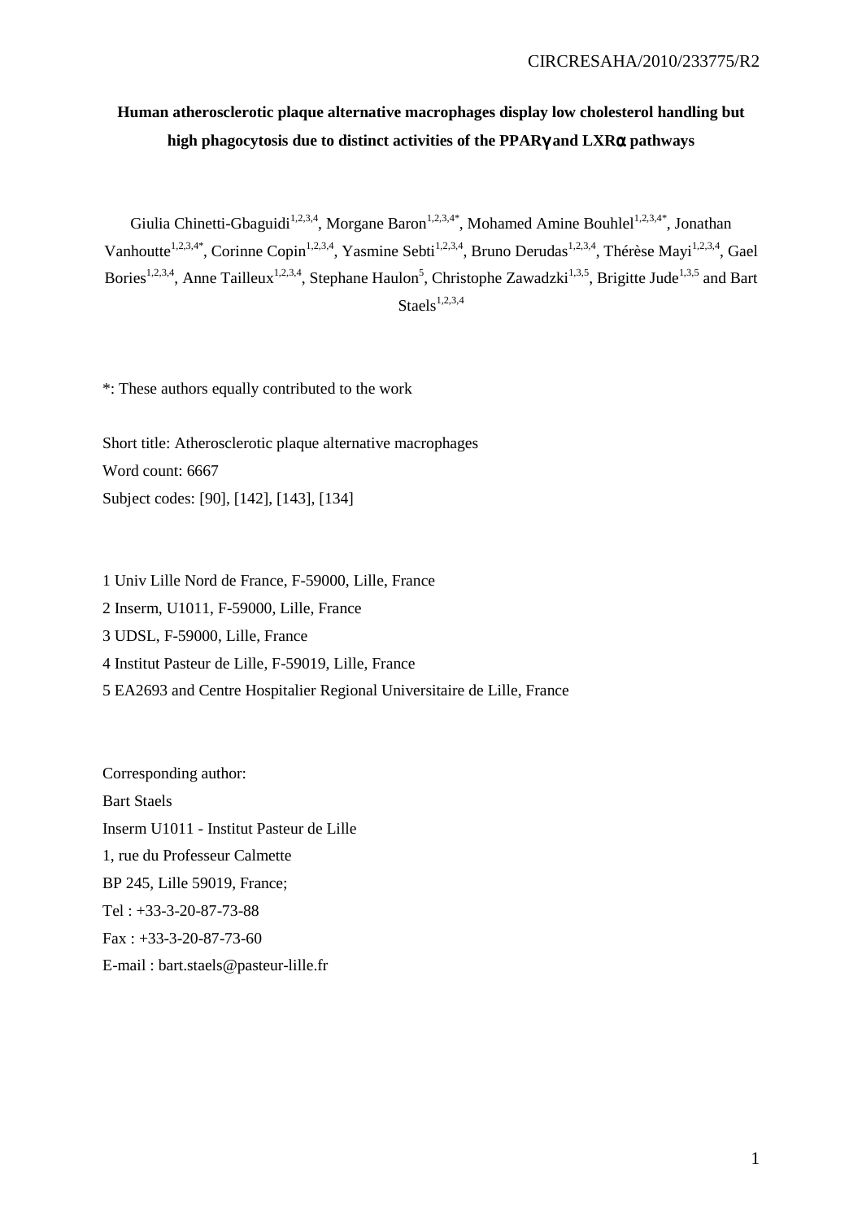# Human atherosclerotic plaque alternative macrophages display low cholesterol handling but high phagocytosis due to distinct activities of the PPARγ and LXRα pathways

Giulia Chinetti-Gbaguidi[1,2,3,4], Morgane Baron[1,2,3,4*], Mohamed Amine Bouhlel[1,2,3,4*], Jonathan Vanhoutte[1,2,3,4*], Corinne Copin[1,2,3,4], Yasmine Sebti[1,2,3,4], Bruno Derudas[1,2,3,4], Thérèse Mayi[1,2,3,4], Gael Bories[1,2,3,4], Anne Tailleux[1,2,3,4], Stephane Haulon[5], Christophe Zawadzki[1,3,5], Brigitte Jude[1,3,5] and Bart Staels[1,2,3,4]

*: These authors equally contributed to the work

Short title: Atherosclerotic plaque alternative macrophages
Word count: 6667
Subject codes: [90], [142], [143], [134]

1 Univ Lille Nord de France, F-59000, Lille, France
2 Inserm, U1011, F-59000, Lille, France
3 UDSL, F-59000, Lille, France
4 Institut Pasteur de Lille, F-59019, Lille, France
5 EA2693 and Centre Hospitalier Regional Universitaire de Lille, France

Corresponding author:
Bart Staels
Inserm U1011 - Institut Pasteur de Lille
1, rue du Professeur Calmette
BP 245, Lille 59019, France;
Tel : +33-3-20-87-73-88
Fax : +33-3-20-87-73-60
E-mail : bart.staels@pasteur-lille.fr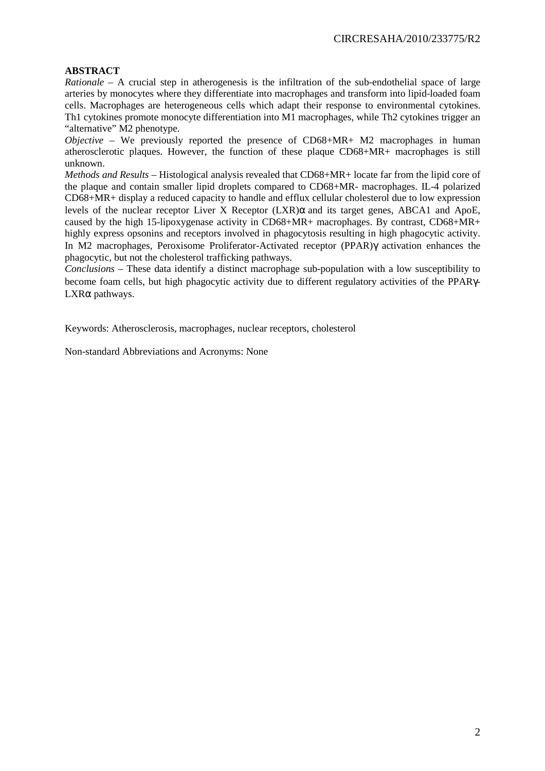**ABSTRACT**

*Rationale* – A crucial step in atherogenesis is the infiltration of the sub-endothelial space of large arteries by monocytes where they differentiate into macrophages and transform into lipid-loaded foam cells. Macrophages are heterogeneous cells which adapt their response to environmental cytokines. Th1 cytokines promote monocyte differentiation into M1 macrophages, while Th2 cytokines trigger an "alternative" M2 phenotype.

*Objective* – We previously reported the presence of CD68+MR+ M2 macrophages in human atherosclerotic plaques. However, the function of these plaque CD68+MR+ macrophages is still unknown.

*Methods and Results* – Histological analysis revealed that CD68+MR+ locate far from the lipid core of the plaque and contain smaller lipid droplets compared to CD68+MR- macrophages. IL-4 polarized CD68+MR+ display a reduced capacity to handle and efflux cellular cholesterol due to low expression levels of the nuclear receptor Liver X Receptor (LXR)α and its target genes, ABCA1 and ApoE, caused by the high 15-lipoxygenase activity in CD68+MR+ macrophages. By contrast, CD68+MR+ highly express opsonins and receptors involved in phagocytosis resulting in high phagocytic activity. In M2 macrophages, Peroxisome Proliferator-Activated receptor (PPAR)γ activation enhances the phagocytic, but not the cholesterol trafficking pathways.

*Conclusions* – These data identify a distinct macrophage sub-population with a low susceptibility to become foam cells, but high phagocytic activity due to different regulatory activities of the PPARγ-LXRα pathways.

Keywords: Atherosclerosis, macrophages, nuclear receptors, cholesterol

Non-standard Abbreviations and Acronyms: None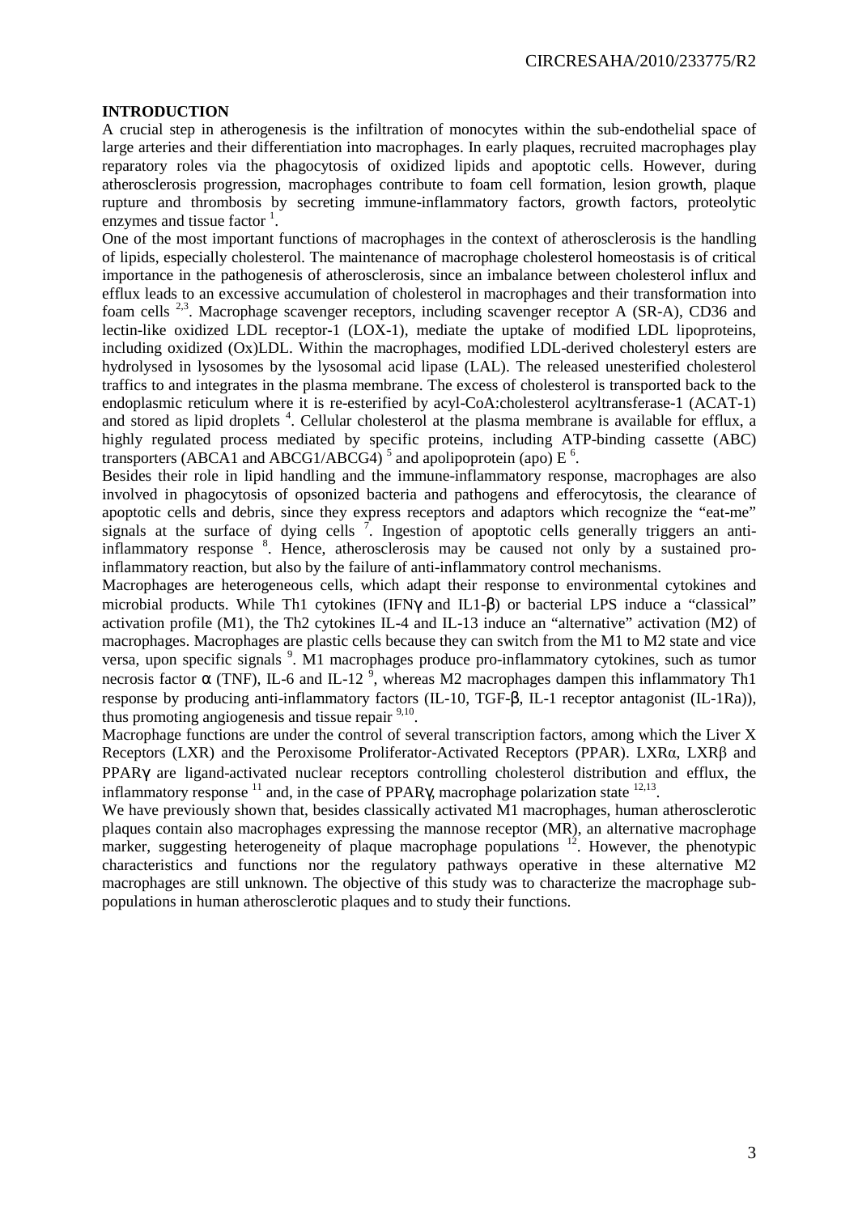**INTRODUCTION**

A crucial step in atherogenesis is the infiltration of monocytes within the sub-endothelial space of large arteries and their differentiation into macrophages. In early plaques, recruited macrophages play reparatory roles via the phagocytosis of oxidized lipids and apoptotic cells. However, during atherosclerosis progression, macrophages contribute to foam cell formation, lesion growth, plaque rupture and thrombosis by secreting immune-inflammatory factors, growth factors, proteolytic enzymes and tissue factor [1].

One of the most important functions of macrophages in the context of atherosclerosis is the handling of lipids, especially cholesterol. The maintenance of macrophage cholesterol homeostasis is of critical importance in the pathogenesis of atherosclerosis, since an imbalance between cholesterol influx and efflux leads to an excessive accumulation of cholesterol in macrophages and their transformation into foam cells [2,3]. Macrophage scavenger receptors, including scavenger receptor A (SR-A), CD36 and lectin-like oxidized LDL receptor-1 (LOX-1), mediate the uptake of modified LDL lipoproteins, including oxidized (Ox)LDL. Within the macrophages, modified LDL-derived cholesteryl esters are hydrolysed in lysosomes by the lysosomal acid lipase (LAL). The released unesterified cholesterol traffics to and integrates in the plasma membrane. The excess of cholesterol is transported back to the endoplasmic reticulum where it is re-esterified by acyl-CoA:cholesterol acyltransferase-1 (ACAT-1) and stored as lipid droplets [4]. Cellular cholesterol at the plasma membrane is available for efflux, a highly regulated process mediated by specific proteins, including ATP-binding cassette (ABC) transporters (ABCA1 and ABCG1/ABCG4) [5] and apolipoprotein (apo) E [6].

Besides their role in lipid handling and the immune-inflammatory response, macrophages are also involved in phagocytosis of opsonized bacteria and pathogens and efferocytosis, the clearance of apoptotic cells and debris, since they express receptors and adaptors which recognize the "eat-me" signals at the surface of dying cells [7]. Ingestion of apoptotic cells generally triggers an anti-inflammatory response [8]. Hence, atherosclerosis may be caused not only by a sustained pro-inflammatory reaction, but also by the failure of anti-inflammatory control mechanisms.

Macrophages are heterogeneous cells, which adapt their response to environmental cytokines and microbial products. While Th1 cytokines (IFNγ and IL1-β) or bacterial LPS induce a "classical" activation profile (M1), the Th2 cytokines IL-4 and IL-13 induce an "alternative" activation (M2) of macrophages. Macrophages are plastic cells because they can switch from the M1 to M2 state and vice versa, upon specific signals [9]. M1 macrophages produce pro-inflammatory cytokines, such as tumor necrosis factor α (TNF), IL-6 and IL-12 [9], whereas M2 macrophages dampen this inflammatory Th1 response by producing anti-inflammatory factors (IL-10, TGF-β, IL-1 receptor antagonist (IL-1Ra)), thus promoting angiogenesis and tissue repair [9,10].

Macrophage functions are under the control of several transcription factors, among which the Liver X Receptors (LXR) and the Peroxisome Proliferator-Activated Receptors (PPAR). LXRα, LXRβ and PPARγ are ligand-activated nuclear receptors controlling cholesterol distribution and efflux, the inflammatory response [11] and, in the case of PPARγ, macrophage polarization state [12,13].

We have previously shown that, besides classically activated M1 macrophages, human atherosclerotic plaques contain also macrophages expressing the mannose receptor (MR), an alternative macrophage marker, suggesting heterogeneity of plaque macrophage populations [12]. However, the phenotypic characteristics and functions nor the regulatory pathways operative in these alternative M2 macrophages are still unknown. The objective of this study was to characterize the macrophage sub-populations in human atherosclerotic plaques and to study their functions.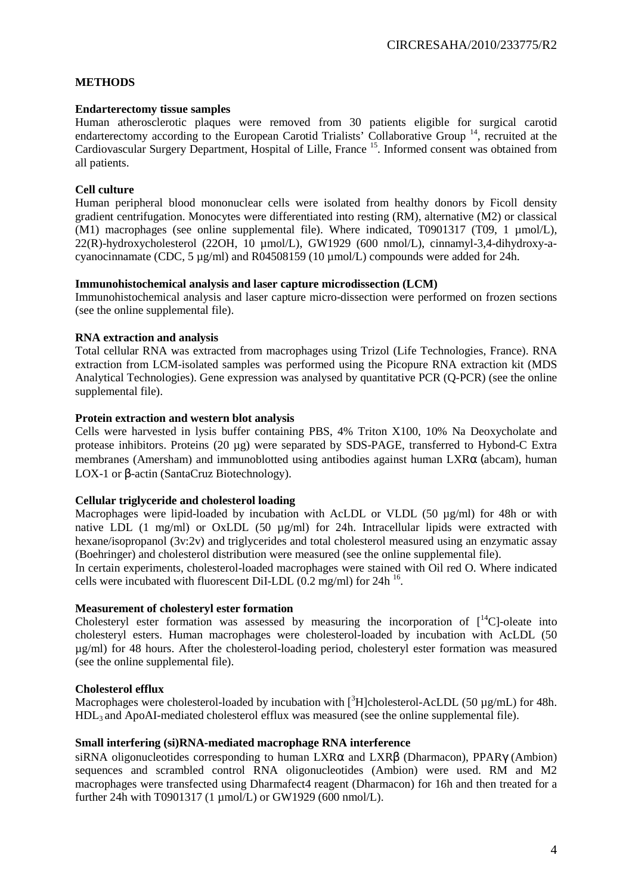## METHODS

### Endarterectomy tissue samples

Human atherosclerotic plaques were removed from 30 patients eligible for surgical carotid endarterectomy according to the European Carotid Trialists' Collaborative Group [14], recruited at the Cardiovascular Surgery Department, Hospital of Lille, France [15]. Informed consent was obtained from all patients.

### Cell culture

Human peripheral blood mononuclear cells were isolated from healthy donors by Ficoll density gradient centrifugation. Monocytes were differentiated into resting (RM), alternative (M2) or classical (M1) macrophages (see online supplemental file). Where indicated, T0901317 (T09, 1 µmol/L), 22(R)-hydroxycholesterol (22OH, 10 µmol/L), GW1929 (600 nmol/L), cinnamyl-3,4-dihydroxy-a-cyanocinnamate (CDC, 5 µg/ml) and R04508159 (10 µmol/L) compounds were added for 24h.

### Immunohistochemical analysis and laser capture microdissection (LCM)

Immunohistochemical analysis and laser capture micro-dissection were performed on frozen sections (see the online supplemental file).

### RNA extraction and analysis

Total cellular RNA was extracted from macrophages using Trizol (Life Technologies, France). RNA extraction from LCM-isolated samples was performed using the Picopure RNA extraction kit (MDS Analytical Technologies). Gene expression was analysed by quantitative PCR (Q-PCR) (see the online supplemental file).

### Protein extraction and western blot analysis

Cells were harvested in lysis buffer containing PBS, 4% Triton X100, 10% Na Deoxycholate and protease inhibitors. Proteins (20 µg) were separated by SDS-PAGE, transferred to Hybond-C Extra membranes (Amersham) and immunoblotted using antibodies against human LXRα (abcam), human LOX-1 or β-actin (SantaCruz Biotechnology).

### Cellular triglyceride and cholesterol loading

Macrophages were lipid-loaded by incubation with AcLDL or VLDL (50 µg/ml) for 48h or with native LDL (1 mg/ml) or OxLDL (50 µg/ml) for 24h. Intracellular lipids were extracted with hexane/isopropanol (3v:2v) and triglycerides and total cholesterol measured using an enzymatic assay (Boehringer) and cholesterol distribution were measured (see the online supplemental file).

In certain experiments, cholesterol-loaded macrophages were stained with Oil red O. Where indicated cells were incubated with fluorescent DiI-LDL (0.2 mg/ml) for 24h [16].

### Measurement of cholesteryl ester formation

Cholesteryl ester formation was assessed by measuring the incorporation of [$^{14}$C]-oleate into cholesteryl esters. Human macrophages were cholesterol-loaded by incubation with AcLDL (50 µg/ml) for 48 hours. After the cholesterol-loading period, cholesteryl ester formation was measured (see the online supplemental file).

### Cholesterol efflux

Macrophages were cholesterol-loaded by incubation with [$^{3}$H]cholesterol-AcLDL (50 µg/mL) for 48h. $HDL_3$ and ApoAI-mediated cholesterol efflux was measured (see the online supplemental file).

### Small interfering (si)RNA-mediated macrophage RNA interference

siRNA oligonucleotides corresponding to human LXRα and LXRβ (Dharmacon), PPARγ (Ambion) sequences and scrambled control RNA oligonucleotides (Ambion) were used. RM and M2 macrophages were transfected using Dharmafect4 reagent (Dharmacon) for 16h and then treated for a further 24h with T0901317 (1 µmol/L) or GW1929 (600 nmol/L).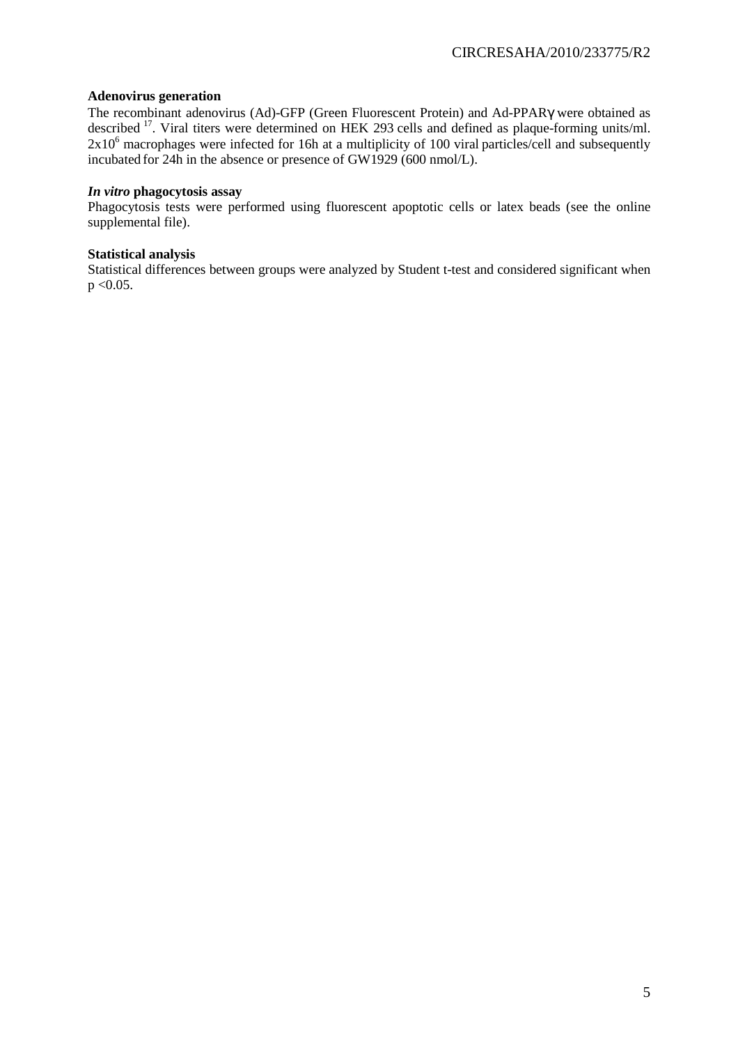**Adenovirus generation**

The recombinant adenovirus (Ad)-GFP (Green Fluorescent Protein) and Ad-PPARγ were obtained as described [17]. Viral titers were determined on HEK 293 cells and defined as plaque-forming units/ml. $2x10^6$ macrophages were infected for 16h at a multiplicity of 100 viral particles/cell and subsequently incubated for 24h in the absence or presence of GW1929 (600 nmol/L).

***In vitro* phagocytosis assay**

Phagocytosis tests were performed using fluorescent apoptotic cells or latex beads (see the online supplemental file).

**Statistical analysis**

Statistical differences between groups were analyzed by Student t-test and considered significant when $p < 0.05$.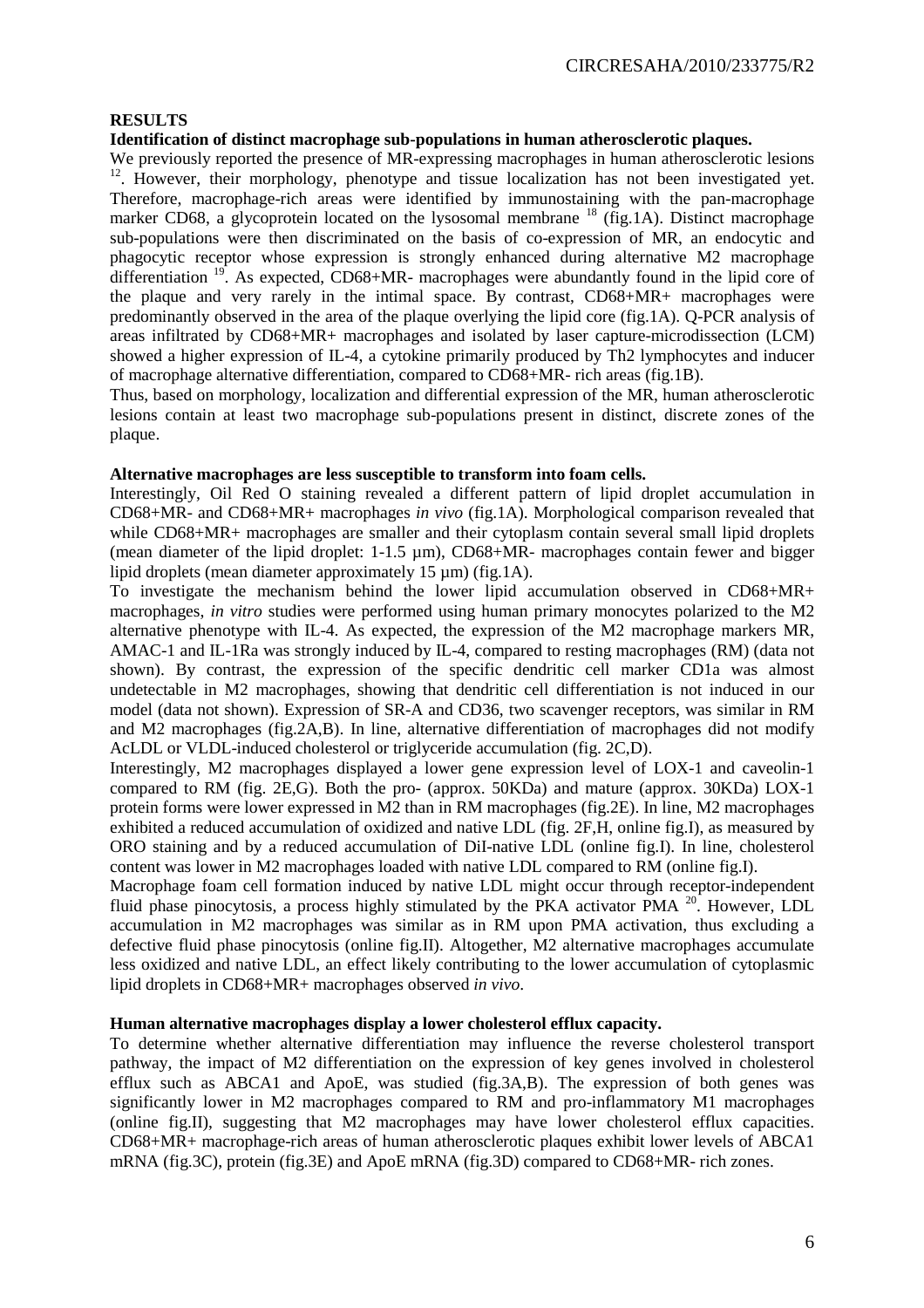## RESULTS

### Identification of distinct macrophage sub-populations in human atherosclerotic plaques.

We previously reported the presence of MR-expressing macrophages in human atherosclerotic lesions [12]. However, their morphology, phenotype and tissue localization has not been investigated yet. Therefore, macrophage-rich areas were identified by immunostaining with the pan-macrophage marker CD68, a glycoprotein located on the lysosomal membrane [18] (fig.1A). Distinct macrophage sub-populations were then discriminated on the basis of co-expression of MR, an endocytic and phagocytic receptor whose expression is strongly enhanced during alternative M2 macrophage differentiation [19]. As expected, CD68+MR- macrophages were abundantly found in the lipid core of the plaque and very rarely in the intimal space. By contrast, CD68+MR+ macrophages were predominantly observed in the area of the plaque overlying the lipid core (fig.1A). Q-PCR analysis of areas infiltrated by CD68+MR+ macrophages and isolated by laser capture-microdissection (LCM) showed a higher expression of IL-4, a cytokine primarily produced by Th2 lymphocytes and inducer of macrophage alternative differentiation, compared to CD68+MR- rich areas (fig.1B).

Thus, based on morphology, localization and differential expression of the MR, human atherosclerotic lesions contain at least two macrophage sub-populations present in distinct, discrete zones of the plaque.

### Alternative macrophages are less susceptible to transform into foam cells.

Interestingly, Oil Red O staining revealed a different pattern of lipid droplet accumulation in CD68+MR- and CD68+MR+ macrophages *in vivo* (fig.1A). Morphological comparison revealed that while CD68+MR+ macrophages are smaller and their cytoplasm contain several small lipid droplets (mean diameter of the lipid droplet: 1-1.5 µm), CD68+MR- macrophages contain fewer and bigger lipid droplets (mean diameter approximately 15 µm) (fig.1A).

To investigate the mechanism behind the lower lipid accumulation observed in CD68+MR+ macrophages, *in vitro* studies were performed using human primary monocytes polarized to the M2 alternative phenotype with IL-4. As expected, the expression of the M2 macrophage markers MR, AMAC-1 and IL-1Ra was strongly induced by IL-4, compared to resting macrophages (RM) (data not shown). By contrast, the expression of the specific dendritic cell marker CD1a was almost undetectable in M2 macrophages, showing that dendritic cell differentiation is not induced in our model (data not shown). Expression of SR-A and CD36, two scavenger receptors, was similar in RM and M2 macrophages (fig.2A,B). In line, alternative differentiation of macrophages did not modify AcLDL or VLDL-induced cholesterol or triglyceride accumulation (fig. 2C,D).

Interestingly, M2 macrophages displayed a lower gene expression level of LOX-1 and caveolin-1 compared to RM (fig. 2E,G). Both the pro- (approx. 50KDa) and mature (approx. 30KDa) LOX-1 protein forms were lower expressed in M2 than in RM macrophages (fig.2E). In line, M2 macrophages exhibited a reduced accumulation of oxidized and native LDL (fig. 2F,H, online fig.I), as measured by ORO staining and by a reduced accumulation of DiI-native LDL (online fig.I). In line, cholesterol content was lower in M2 macrophages loaded with native LDL compared to RM (online fig.I).

Macrophage foam cell formation induced by native LDL might occur through receptor-independent fluid phase pinocytosis, a process highly stimulated by the PKA activator PMA [20]. However, LDL accumulation in M2 macrophages was similar as in RM upon PMA activation, thus excluding a defective fluid phase pinocytosis (online fig.II). Altogether, M2 alternative macrophages accumulate less oxidized and native LDL, an effect likely contributing to the lower accumulation of cytoplasmic lipid droplets in CD68+MR+ macrophages observed *in vivo*.

### Human alternative macrophages display a lower cholesterol efflux capacity.

To determine whether alternative differentiation may influence the reverse cholesterol transport pathway, the impact of M2 differentiation on the expression of key genes involved in cholesterol efflux such as ABCA1 and ApoE, was studied (fig.3A,B). The expression of both genes was significantly lower in M2 macrophages compared to RM and pro-inflammatory M1 macrophages (online fig.II), suggesting that M2 macrophages may have lower cholesterol efflux capacities. CD68+MR+ macrophage-rich areas of human atherosclerotic plaques exhibit lower levels of ABCA1 mRNA (fig.3C), protein (fig.3E) and ApoE mRNA (fig.3D) compared to CD68+MR- rich zones.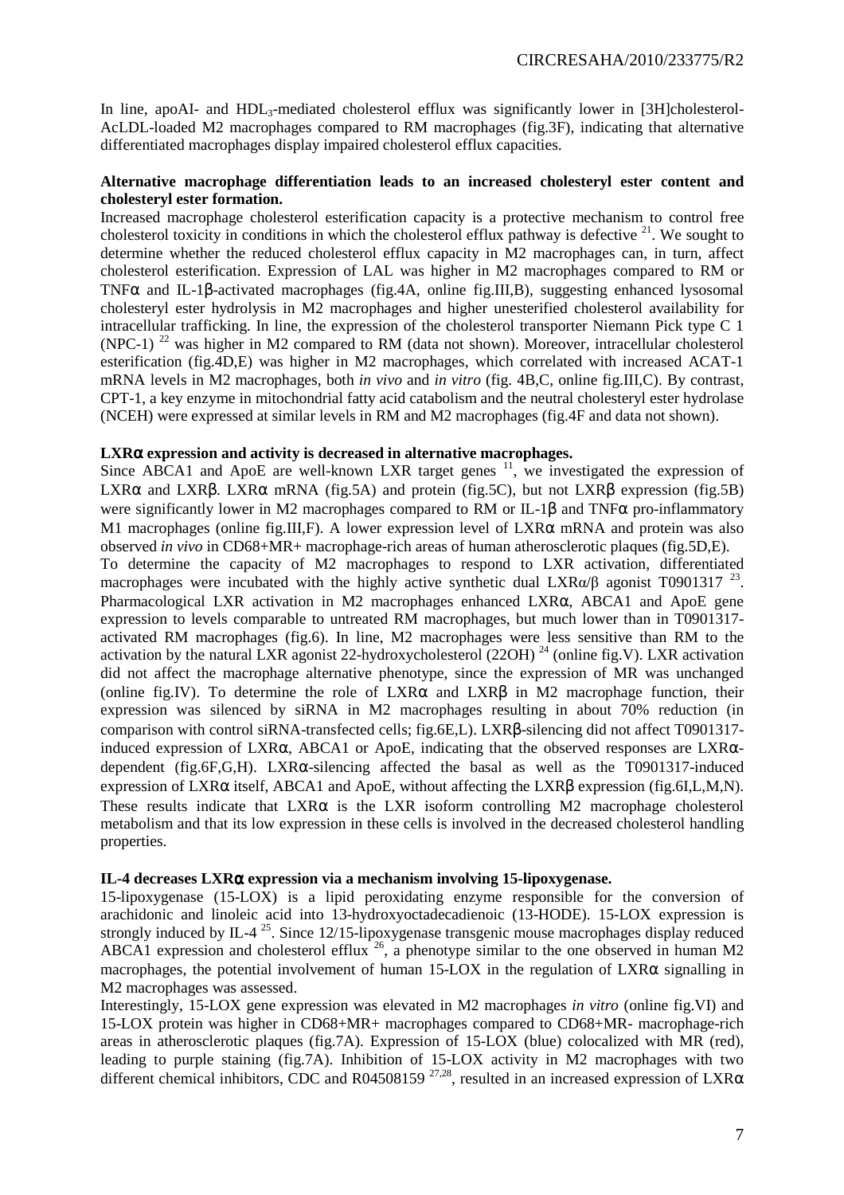In line, apoAI- and $HDL_3$-mediated cholesterol efflux was significantly lower in [3H]cholesterol-AcLDL-loaded M2 macrophages compared to RM macrophages (fig.3F), indicating that alternative differentiated macrophages display impaired cholesterol efflux capacities.

**Alternative macrophage differentiation leads to an increased cholesteryl ester content and cholesteryl ester formation.**

Increased macrophage cholesterol esterification capacity is a protective mechanism to control free cholesterol toxicity in conditions in which the cholesterol efflux pathway is defective [21]. We sought to determine whether the reduced cholesterol efflux capacity in M2 macrophages can, in turn, affect cholesterol esterification. Expression of LAL was higher in M2 macrophages compared to RM or TNFα and IL-1β-activated macrophages (fig.4A, online fig.III,B), suggesting enhanced lysosomal cholesteryl ester hydrolysis in M2 macrophages and higher unesterified cholesterol availability for intracellular trafficking. In line, the expression of the cholesterol transporter Niemann Pick type C 1 (NPC-1) [22] was higher in M2 compared to RM (data not shown). Moreover, intracellular cholesterol esterification (fig.4D,E) was higher in M2 macrophages, which correlated with increased ACAT-1 mRNA levels in M2 macrophages, both *in vivo* and *in vitro* (fig. 4B,C, online fig.III,C). By contrast, CPT-1, a key enzyme in mitochondrial fatty acid catabolism and the neutral cholesteryl ester hydrolase (NCEH) were expressed at similar levels in RM and M2 macrophages (fig.4F and data not shown).

**LXRα expression and activity is decreased in alternative macrophages.**

Since ABCA1 and ApoE are well-known LXR target genes [11], we investigated the expression of LXRα and LXRβ. LXRα mRNA (fig.5A) and protein (fig.5C), but not LXRβ expression (fig.5B) were significantly lower in M2 macrophages compared to RM or IL-1β and TNFα pro-inflammatory M1 macrophages (online fig.III,F). A lower expression level of LXRα mRNA and protein was also observed *in vivo* in CD68+MR+ macrophage-rich areas of human atherosclerotic plaques (fig.5D,E).

To determine the capacity of M2 macrophages to respond to LXR activation, differentiated macrophages were incubated with the highly active synthetic dual LXRα/β agonist T0901317 [23]. Pharmacological LXR activation in M2 macrophages enhanced LXRα, ABCA1 and ApoE gene expression to levels comparable to untreated RM macrophages, but much lower than in T0901317-activated RM macrophages (fig.6). In line, M2 macrophages were less sensitive than RM to the activation by the natural LXR agonist 22-hydroxycholesterol (22OH) [24] (online fig.V). LXR activation did not affect the macrophage alternative phenotype, since the expression of MR was unchanged (online fig.IV). To determine the role of LXRα and LXRβ in M2 macrophage function, their expression was silenced by siRNA in M2 macrophages resulting in about 70% reduction (in comparison with control siRNA-transfected cells; fig.6E,L). LXRβ-silencing did not affect T0901317-induced expression of LXRα, ABCA1 or ApoE, indicating that the observed responses are LXRα-dependent (fig.6F,G,H). LXRα-silencing affected the basal as well as the T0901317-induced expression of LXRα itself, ABCA1 and ApoE, without affecting the LXRβ expression (fig.6I,L,M,N). These results indicate that LXRα is the LXR isoform controlling M2 macrophage cholesterol metabolism and that its low expression in these cells is involved in the decreased cholesterol handling properties.

**IL-4 decreases LXRα expression via a mechanism involving 15-lipoxygenase.**

15-lipoxygenase (15-LOX) is a lipid peroxidating enzyme responsible for the conversion of arachidonic and linoleic acid into 13-hydroxyoctadecadienoic (13-HODE). 15-LOX expression is strongly induced by IL-4 [25]. Since 12/15-lipoxygenase transgenic mouse macrophages display reduced ABCA1 expression and cholesterol efflux [26], a phenotype similar to the one observed in human M2 macrophages, the potential involvement of human 15-LOX in the regulation of LXRα signalling in M2 macrophages was assessed.

Interestingly, 15-LOX gene expression was elevated in M2 macrophages *in vitro* (online fig.VI) and 15-LOX protein was higher in CD68+MR+ macrophages compared to CD68+MR- macrophage-rich areas in atherosclerotic plaques (fig.7A). Expression of 15-LOX (blue) colocalized with MR (red), leading to purple staining (fig.7A). Inhibition of 15-LOX activity in M2 macrophages with two different chemical inhibitors, CDC and R04508159 [27,28], resulted in an increased expression of LXRα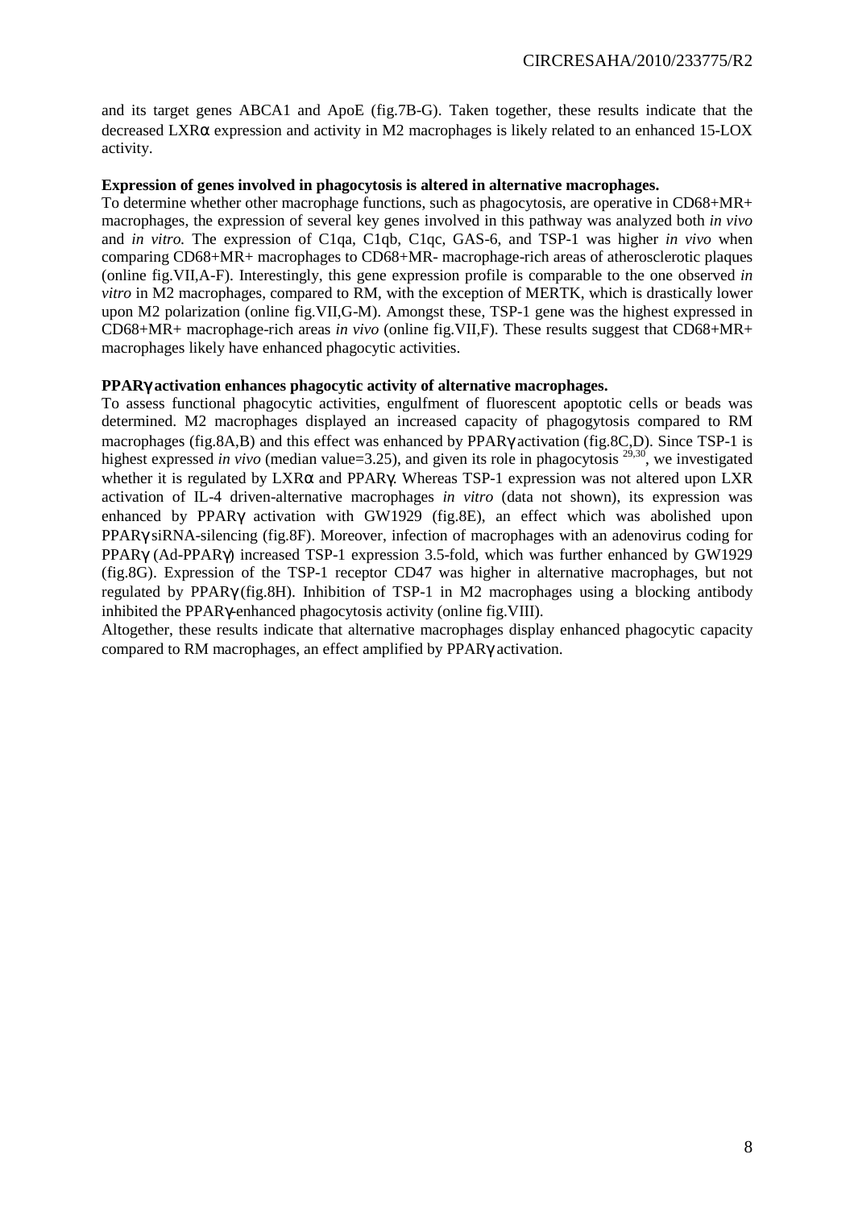and its target genes ABCA1 and ApoE (fig.7B-G). Taken together, these results indicate that the decreased LXRα expression and activity in M2 macrophages is likely related to an enhanced 15-LOX activity.

**Expression of genes involved in phagocytosis is altered in alternative macrophages.**

To determine whether other macrophage functions, such as phagocytosis, are operative in CD68+MR+ macrophages, the expression of several key genes involved in this pathway was analyzed both *in vivo* and *in vitro.* The expression of C1qa, C1qb, C1qc, GAS-6, and TSP-1 was higher *in vivo* when comparing CD68+MR+ macrophages to CD68+MR- macrophage-rich areas of atherosclerotic plaques (online fig.VII,A-F). Interestingly, this gene expression profile is comparable to the one observed *in vitro* in M2 macrophages, compared to RM, with the exception of MERTK, which is drastically lower upon M2 polarization (online fig.VII,G-M). Amongst these, TSP-1 gene was the highest expressed in CD68+MR+ macrophage-rich areas *in vivo* (online fig.VII,F). These results suggest that CD68+MR+ macrophages likely have enhanced phagocytic activities.

**PPARγ activation enhances phagocytic activity of alternative macrophages.**

To assess functional phagocytic activities, engulfment of fluorescent apoptotic cells or beads was determined. M2 macrophages displayed an increased capacity of phagogytosis compared to RM macrophages (fig.8A,B) and this effect was enhanced by PPARγ activation (fig.8C,D). Since TSP-1 is highest expressed *in vivo* (median value=3.25), and given its role in phagocytosis [29,30], we investigated whether it is regulated by LXRα and PPARγ. Whereas TSP-1 expression was not altered upon LXR activation of IL-4 driven-alternative macrophages *in vitro* (data not shown), its expression was enhanced by PPARγ activation with GW1929 (fig.8E), an effect which was abolished upon PPARγ siRNA-silencing (fig.8F). Moreover, infection of macrophages with an adenovirus coding for PPARγ (Ad-PPARγ) increased TSP-1 expression 3.5-fold, which was further enhanced by GW1929 (fig.8G). Expression of the TSP-1 receptor CD47 was higher in alternative macrophages, but not regulated by PPARγ (fig.8H). Inhibition of TSP-1 in M2 macrophages using a blocking antibody inhibited the PPARγ-enhanced phagocytosis activity (online fig.VIII).

Altogether, these results indicate that alternative macrophages display enhanced phagocytic capacity compared to RM macrophages, an effect amplified by PPARγ activation.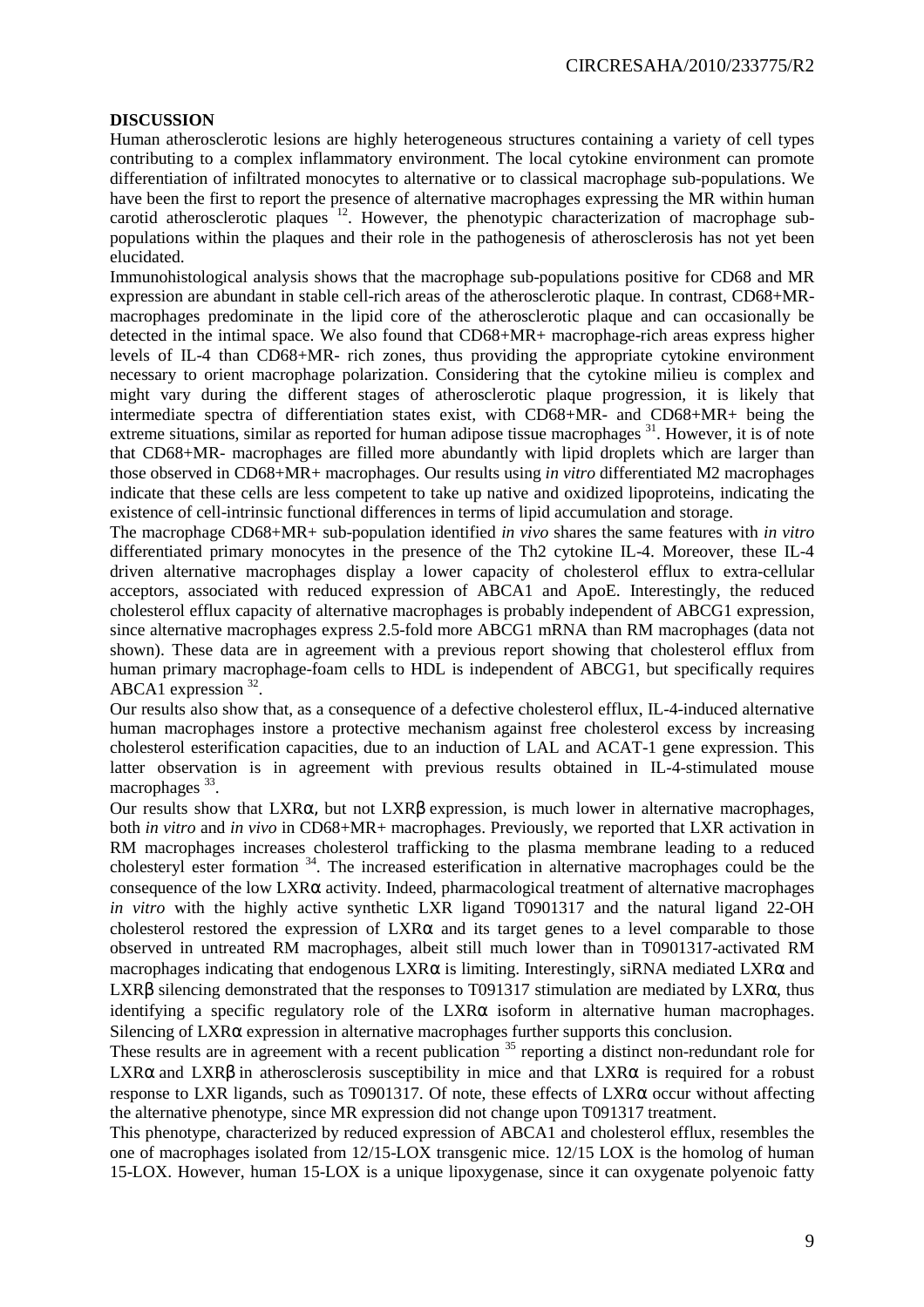## DISCUSSION

Human atherosclerotic lesions are highly heterogeneous structures containing a variety of cell types contributing to a complex inflammatory environment. The local cytokine environment can promote differentiation of infiltrated monocytes to alternative or to classical macrophage sub-populations. We have been the first to report the presence of alternative macrophages expressing the MR within human carotid atherosclerotic plaques [12]. However, the phenotypic characterization of macrophage sub-populations within the plaques and their role in the pathogenesis of atherosclerosis has not yet been elucidated.

Immunohistological analysis shows that the macrophage sub-populations positive for CD68 and MR expression are abundant in stable cell-rich areas of the atherosclerotic plaque. In contrast, CD68+MR-macrophages predominate in the lipid core of the atherosclerotic plaque and can occasionally be detected in the intimal space. We also found that CD68+MR+ macrophage-rich areas express higher levels of IL-4 than CD68+MR- rich zones, thus providing the appropriate cytokine environment necessary to orient macrophage polarization. Considering that the cytokine milieu is complex and might vary during the different stages of atherosclerotic plaque progression, it is likely that intermediate spectra of differentiation states exist, with CD68+MR- and CD68+MR+ being the extreme situations, similar as reported for human adipose tissue macrophages [31]. However, it is of note that CD68+MR- macrophages are filled more abundantly with lipid droplets which are larger than those observed in CD68+MR+ macrophages. Our results using *in vitro* differentiated M2 macrophages indicate that these cells are less competent to take up native and oxidized lipoproteins, indicating the existence of cell-intrinsic functional differences in terms of lipid accumulation and storage.

The macrophage CD68+MR+ sub-population identified *in vivo* shares the same features with *in vitro* differentiated primary monocytes in the presence of the Th2 cytokine IL-4. Moreover, these IL-4 driven alternative macrophages display a lower capacity of cholesterol efflux to extra-cellular acceptors, associated with reduced expression of ABCA1 and ApoE. Interestingly, the reduced cholesterol efflux capacity of alternative macrophages is probably independent of ABCG1 expression, since alternative macrophages express 2.5-fold more ABCG1 mRNA than RM macrophages (data not shown). These data are in agreement with a previous report showing that cholesterol efflux from human primary macrophage-foam cells to HDL is independent of ABCG1, but specifically requires ABCA1 expression [32].

Our results also show that, as a consequence of a defective cholesterol efflux, IL-4-induced alternative human macrophages instore a protective mechanism against free cholesterol excess by increasing cholesterol esterification capacities, due to an induction of LAL and ACAT-1 gene expression. This latter observation is in agreement with previous results obtained in IL-4-stimulated mouse macrophages [33].

Our results show that LXRα, but not LXRβ expression, is much lower in alternative macrophages, both *in vitro* and *in vivo* in CD68+MR+ macrophages. Previously, we reported that LXR activation in RM macrophages increases cholesterol trafficking to the plasma membrane leading to a reduced cholesteryl ester formation [34]. The increased esterification in alternative macrophages could be the consequence of the low LXRα activity. Indeed, pharmacological treatment of alternative macrophages *in vitro* with the highly active synthetic LXR ligand T0901317 and the natural ligand 22-OH cholesterol restored the expression of LXRα and its target genes to a level comparable to those observed in untreated RM macrophages, albeit still much lower than in T0901317-activated RM macrophages indicating that endogenous LXRα is limiting. Interestingly, siRNA mediated LXRα and LXRβ silencing demonstrated that the responses to T091317 stimulation are mediated by LXRα, thus identifying a specific regulatory role of the LXRα isoform in alternative human macrophages. Silencing of LXRα expression in alternative macrophages further supports this conclusion.

These results are in agreement with a recent publication [35] reporting a distinct non-redundant role for LXRα and LXRβ in atherosclerosis susceptibility in mice and that LXRα is required for a robust response to LXR ligands, such as T0901317. Of note, these effects of LXRα occur without affecting the alternative phenotype, since MR expression did not change upon T091317 treatment.

This phenotype, characterized by reduced expression of ABCA1 and cholesterol efflux, resembles the one of macrophages isolated from 12/15-LOX transgenic mice. 12/15 LOX is the homolog of human 15-LOX. However, human 15-LOX is a unique lipoxygenase, since it can oxygenate polyenoic fatty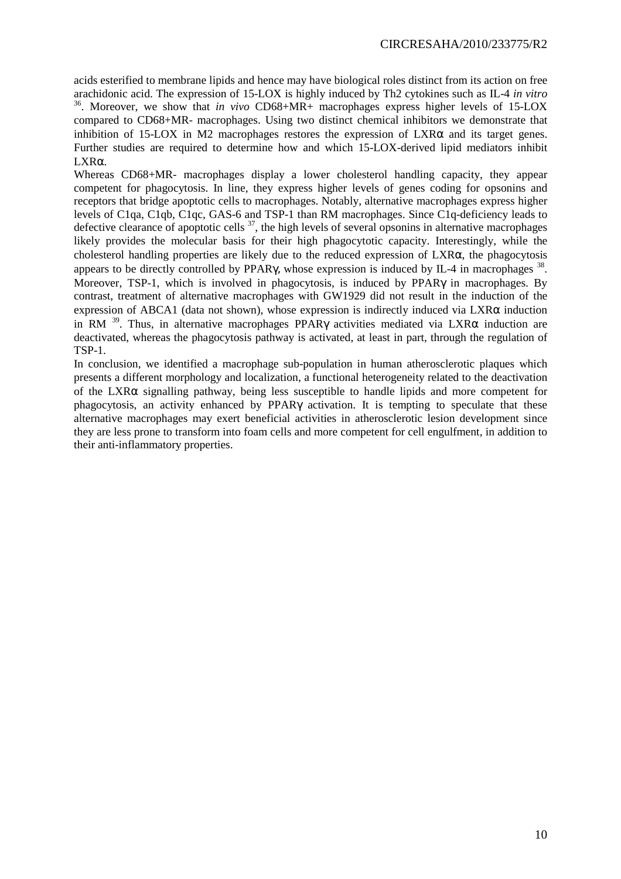acids esterified to membrane lipids and hence may have biological roles distinct from its action on free arachidonic acid. The expression of 15-LOX is highly induced by Th2 cytokines such as IL-4 *in vitro* [36]. Moreover, we show that *in vivo* CD68+MR+ macrophages express higher levels of 15-LOX compared to CD68+MR- macrophages. Using two distinct chemical inhibitors we demonstrate that inhibition of 15-LOX in M2 macrophages restores the expression of LXRα and its target genes. Further studies are required to determine how and which 15-LOX-derived lipid mediators inhibit LXRα.

Whereas CD68+MR- macrophages display a lower cholesterol handling capacity, they appear competent for phagocytosis. In line, they express higher levels of genes coding for opsonins and receptors that bridge apoptotic cells to macrophages. Notably, alternative macrophages express higher levels of C1qa, C1qb, C1qc, GAS-6 and TSP-1 than RM macrophages. Since C1q-deficiency leads to defective clearance of apoptotic cells [37], the high levels of several opsonins in alternative macrophages likely provides the molecular basis for their high phagocytotic capacity. Interestingly, while the cholesterol handling properties are likely due to the reduced expression of LXRα, the phagocytosis appears to be directly controlled by PPARγ, whose expression is induced by IL-4 in macrophages [38]. Moreover, TSP-1, which is involved in phagocytosis, is induced by PPARγ in macrophages. By contrast, treatment of alternative macrophages with GW1929 did not result in the induction of the expression of ABCA1 (data not shown), whose expression is indirectly induced via LXRα induction in RM [39]. Thus, in alternative macrophages PPARγ activities mediated via LXRα induction are deactivated, whereas the phagocytosis pathway is activated, at least in part, through the regulation of TSP-1.

In conclusion, we identified a macrophage sub-population in human atherosclerotic plaques which presents a different morphology and localization, a functional heterogeneity related to the deactivation of the LXRα signalling pathway, being less susceptible to handle lipids and more competent for phagocytosis, an activity enhanced by PPARγ activation. It is tempting to speculate that these alternative macrophages may exert beneficial activities in atherosclerotic lesion development since they are less prone to transform into foam cells and more competent for cell engulfment, in addition to their anti-inflammatory properties.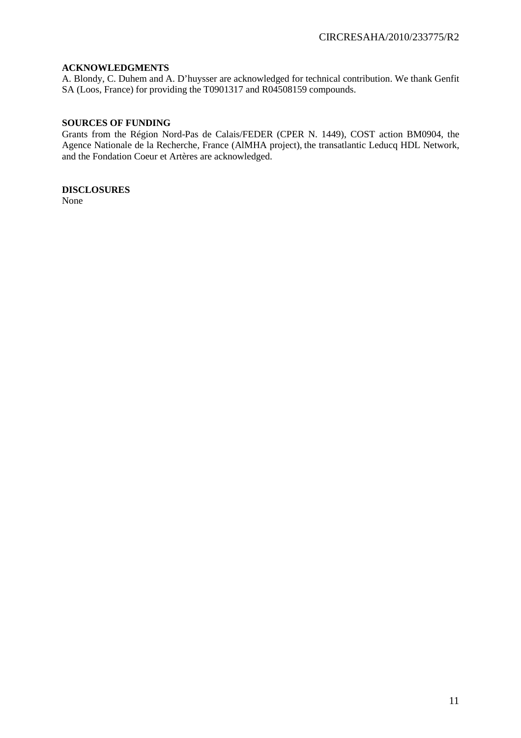**ACKNOWLEDGMENTS**

A. Blondy, C. Duhem and A. D'huysser are acknowledged for technical contribution. We thank Genfit SA (Loos, France) for providing the T0901317 and R04508159 compounds.

**SOURCES OF FUNDING**

Grants from the Région Nord-Pas de Calais/FEDER (CPER N. 1449), COST action BM0904, the Agence Nationale de la Recherche, France (AlMHA project), the transatlantic Leducq HDL Network, and the Fondation Coeur et Artères are acknowledged.

**DISCLOSURES**

None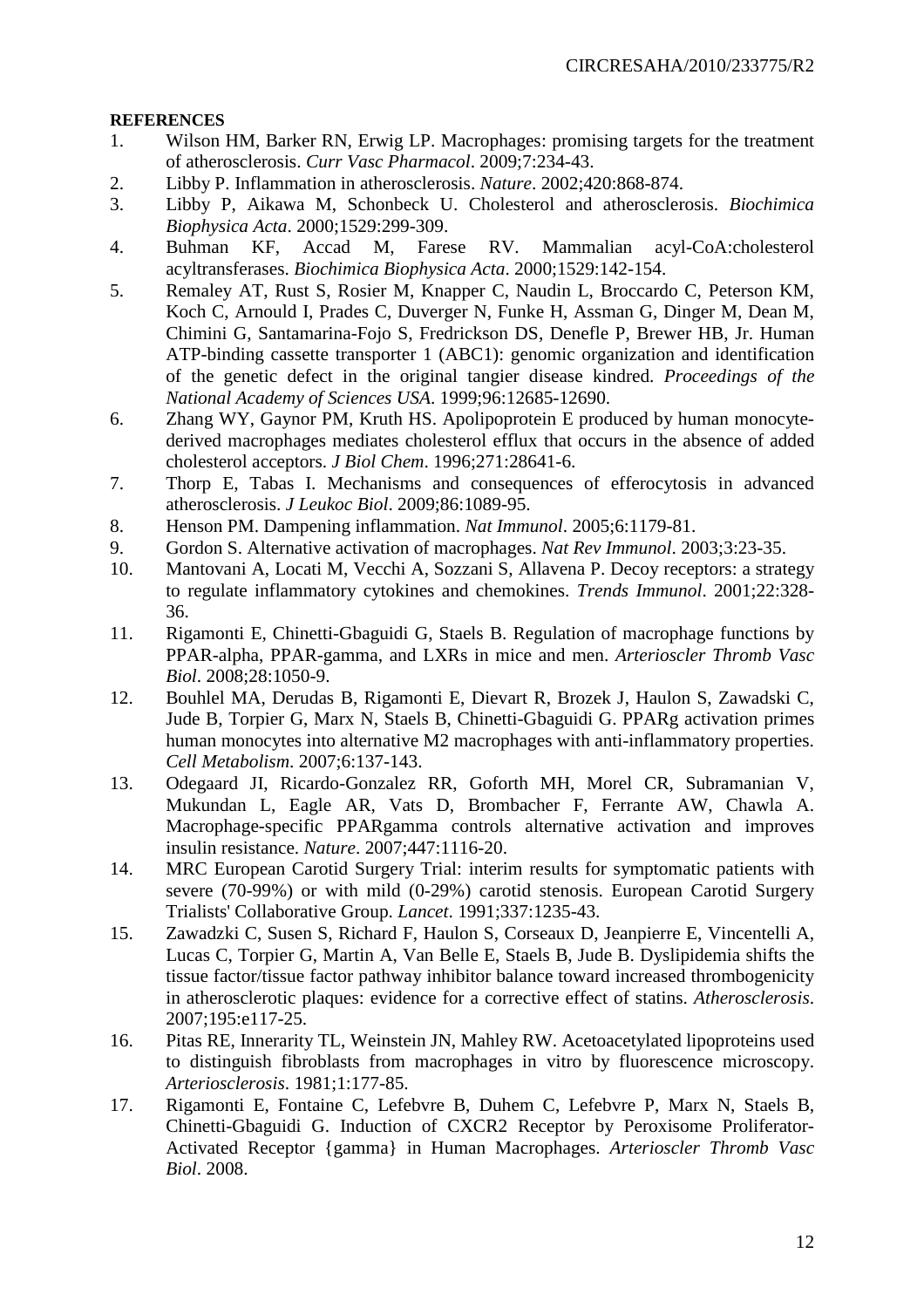**REFERENCES**

1. Wilson HM, Barker RN, Erwig LP. Macrophages: promising targets for the treatment of atherosclerosis. *Curr Vasc Pharmacol*. 2009;7:234-43.
2. Libby P. Inflammation in atherosclerosis. *Nature*. 2002;420:868-874.
3. Libby P, Aikawa M, Schonbeck U. Cholesterol and atherosclerosis. *Biochimica Biophysica Acta*. 2000;1529:299-309.
4. Buhman KF, Accad M, Farese RV. Mammalian acyl-CoA:cholesterol acyltransferases. *Biochimica Biophysica Acta*. 2000;1529:142-154.
5. Remaley AT, Rust S, Rosier M, Knapper C, Naudin L, Broccardo C, Peterson KM, Koch C, Arnould I, Prades C, Duverger N, Funke H, Assman G, Dinger M, Dean M, Chimini G, Santamarina-Fojo S, Fredrickson DS, Denefle P, Brewer HB, Jr. Human ATP-binding cassette transporter 1 (ABC1): genomic organization and identification of the genetic defect in the original tangier disease kindred. *Proceedings of the National Academy of Sciences USA*. 1999;96:12685-12690.
6. Zhang WY, Gaynor PM, Kruth HS. Apolipoprotein E produced by human monocyte-derived macrophages mediates cholesterol efflux that occurs in the absence of added cholesterol acceptors. *J Biol Chem*. 1996;271:28641-6.
7. Thorp E, Tabas I. Mechanisms and consequences of efferocytosis in advanced atherosclerosis. *J Leukoc Biol*. 2009;86:1089-95.
8. Henson PM. Dampening inflammation. *Nat Immunol*. 2005;6:1179-81.
9. Gordon S. Alternative activation of macrophages. *Nat Rev Immunol*. 2003;3:23-35.
10. Mantovani A, Locati M, Vecchi A, Sozzani S, Allavena P. Decoy receptors: a strategy to regulate inflammatory cytokines and chemokines. *Trends Immunol*. 2001;22:328-36.
11. Rigamonti E, Chinetti-Gbaguidi G, Staels B. Regulation of macrophage functions by PPAR-alpha, PPAR-gamma, and LXRs in mice and men. *Arterioscler Thromb Vasc Biol*. 2008;28:1050-9.
12. Bouhlel MA, Derudas B, Rigamonti E, Dievart R, Brozek J, Haulon S, Zawadski C, Jude B, Torpier G, Marx N, Staels B, Chinetti-Gbaguidi G. PPARg activation primes human monocytes into alternative M2 macrophages with anti-inflammatory properties. *Cell Metabolism*. 2007;6:137-143.
13. Odegaard JI, Ricardo-Gonzalez RR, Goforth MH, Morel CR, Subramanian V, Mukundan L, Eagle AR, Vats D, Brombacher F, Ferrante AW, Chawla A. Macrophage-specific PPARgamma controls alternative activation and improves insulin resistance. *Nature*. 2007;447:1116-20.
14. MRC European Carotid Surgery Trial: interim results for symptomatic patients with severe (70-99%) or with mild (0-29%) carotid stenosis. European Carotid Surgery Trialists' Collaborative Group. *Lancet*. 1991;337:1235-43.
15. Zawadzki C, Susen S, Richard F, Haulon S, Corseaux D, Jeanpierre E, Vincentelli A, Lucas C, Torpier G, Martin A, Van Belle E, Staels B, Jude B. Dyslipidemia shifts the tissue factor/tissue factor pathway inhibitor balance toward increased thrombogenicity in atherosclerotic plaques: evidence for a corrective effect of statins. *Atherosclerosis*. 2007;195:e117-25.
16. Pitas RE, Innerarity TL, Weinstein JN, Mahley RW. Acetoacetylated lipoproteins used to distinguish fibroblasts from macrophages in vitro by fluorescence microscopy. *Arteriosclerosis*. 1981;1:177-85.
17. Rigamonti E, Fontaine C, Lefebvre B, Duhem C, Lefebvre P, Marx N, Staels B, Chinetti-Gbaguidi G. Induction of CXCR2 Receptor by Peroxisome Proliferator-Activated Receptor {gamma} in Human Macrophages. *Arterioscler Thromb Vasc Biol*. 2008.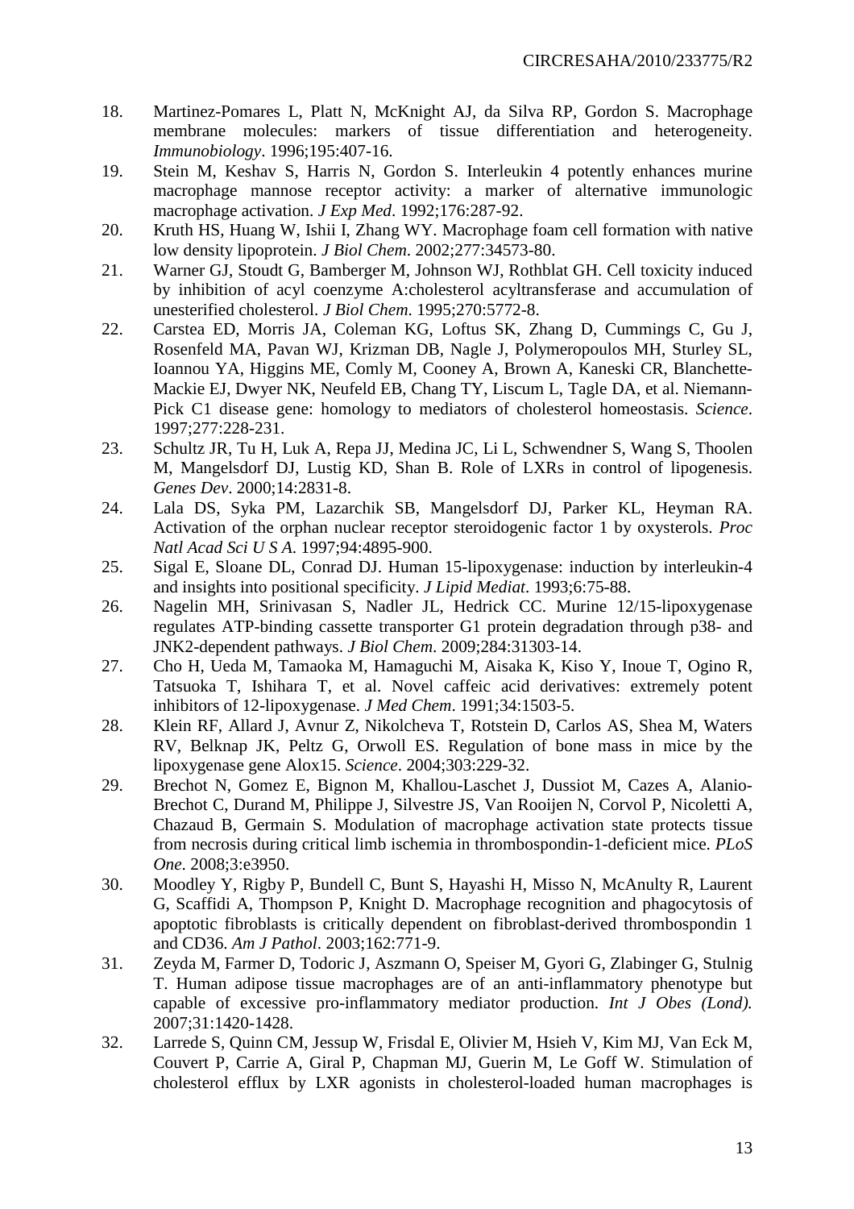18. Martinez-Pomares L, Platt N, McKnight AJ, da Silva RP, Gordon S. Macrophage membrane molecules: markers of tissue differentiation and heterogeneity. *Immunobiology*. 1996;195:407-16.
19. Stein M, Keshav S, Harris N, Gordon S. Interleukin 4 potently enhances murine macrophage mannose receptor activity: a marker of alternative immunologic macrophage activation. *J Exp Med*. 1992;176:287-92.
20. Kruth HS, Huang W, Ishii I, Zhang WY. Macrophage foam cell formation with native low density lipoprotein. *J Biol Chem*. 2002;277:34573-80.
21. Warner GJ, Stoudt G, Bamberger M, Johnson WJ, Rothblat GH. Cell toxicity induced by inhibition of acyl coenzyme A:cholesterol acyltransferase and accumulation of unesterified cholesterol. *J Biol Chem*. 1995;270:5772-8.
22. Carstea ED, Morris JA, Coleman KG, Loftus SK, Zhang D, Cummings C, Gu J, Rosenfeld MA, Pavan WJ, Krizman DB, Nagle J, Polymeropoulos MH, Sturley SL, Ioannou YA, Higgins ME, Comly M, Cooney A, Brown A, Kaneski CR, Blanchette-Mackie EJ, Dwyer NK, Neufeld EB, Chang TY, Liscum L, Tagle DA, et al. Niemann-Pick C1 disease gene: homology to mediators of cholesterol homeostasis. *Science*. 1997;277:228-231.
23. Schultz JR, Tu H, Luk A, Repa JJ, Medina JC, Li L, Schwendner S, Wang S, Thoolen M, Mangelsdorf DJ, Lustig KD, Shan B. Role of LXRs in control of lipogenesis. *Genes Dev*. 2000;14:2831-8.
24. Lala DS, Syka PM, Lazarchik SB, Mangelsdorf DJ, Parker KL, Heyman RA. Activation of the orphan nuclear receptor steroidogenic factor 1 by oxysterols. *Proc Natl Acad Sci U S A*. 1997;94:4895-900.
25. Sigal E, Sloane DL, Conrad DJ. Human 15-lipoxygenase: induction by interleukin-4 and insights into positional specificity. *J Lipid Mediat*. 1993;6:75-88.
26. Nagelin MH, Srinivasan S, Nadler JL, Hedrick CC. Murine 12/15-lipoxygenase regulates ATP-binding cassette transporter G1 protein degradation through p38- and JNK2-dependent pathways. *J Biol Chem*. 2009;284:31303-14.
27. Cho H, Ueda M, Tamaoka M, Hamaguchi M, Aisaka K, Kiso Y, Inoue T, Ogino R, Tatsuoka T, Ishihara T, et al. Novel caffeic acid derivatives: extremely potent inhibitors of 12-lipoxygenase. *J Med Chem*. 1991;34:1503-5.
28. Klein RF, Allard J, Avnur Z, Nikolcheva T, Rotstein D, Carlos AS, Shea M, Waters RV, Belknap JK, Peltz G, Orwoll ES. Regulation of bone mass in mice by the lipoxygenase gene Alox15. *Science*. 2004;303:229-32.
29. Brechot N, Gomez E, Bignon M, Khallou-Laschet J, Dussiot M, Cazes A, Alanio-Brechot C, Durand M, Philippe J, Silvestre JS, Van Rooijen N, Corvol P, Nicoletti A, Chazaud B, Germain S. Modulation of macrophage activation state protects tissue from necrosis during critical limb ischemia in thrombospondin-1-deficient mice. *PLoS One*. 2008;3:e3950.
30. Moodley Y, Rigby P, Bundell C, Bunt S, Hayashi H, Misso N, McAnulty R, Laurent G, Scaffidi A, Thompson P, Knight D. Macrophage recognition and phagocytosis of apoptotic fibroblasts is critically dependent on fibroblast-derived thrombospondin 1 and CD36. *Am J Pathol*. 2003;162:771-9.
31. Zeyda M, Farmer D, Todoric J, Aszmann O, Speiser M, Gyori G, Zlabinger G, Stulnig T. Human adipose tissue macrophages are of an anti-inflammatory phenotype but capable of excessive pro-inflammatory mediator production. *Int J Obes (Lond).* 2007;31:1420-1428.
32. Larrede S, Quinn CM, Jessup W, Frisdal E, Olivier M, Hsieh V, Kim MJ, Van Eck M, Couvert P, Carrie A, Giral P, Chapman MJ, Guerin M, Le Goff W. Stimulation of cholesterol efflux by LXR agonists in cholesterol-loaded human macrophages is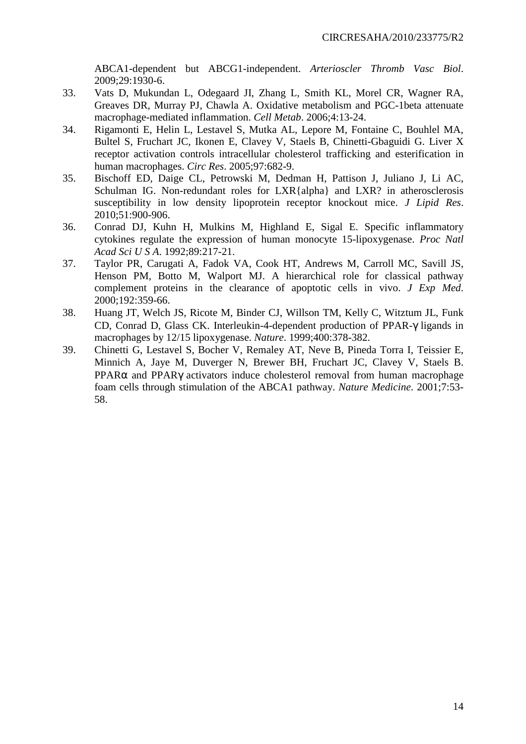ABCA1-dependent but ABCG1-independent. *Arterioscler Thromb Vasc Biol*. 2009;29:1930-6.

33. Vats D, Mukundan L, Odegaard JI, Zhang L, Smith KL, Morel CR, Wagner RA, Greaves DR, Murray PJ, Chawla A. Oxidative metabolism and PGC-1beta attenuate macrophage-mediated inflammation. *Cell Metab*. 2006;4:13-24.
34. Rigamonti E, Helin L, Lestavel S, Mutka AL, Lepore M, Fontaine C, Bouhlel MA, Bultel S, Fruchart JC, Ikonen E, Clavey V, Staels B, Chinetti-Gbaguidi G. Liver X receptor activation controls intracellular cholesterol trafficking and esterification in human macrophages. *Circ Res*. 2005;97:682-9.
35. Bischoff ED, Daige CL, Petrowski M, Dedman H, Pattison J, Juliano J, Li AC, Schulman IG. Non-redundant roles for LXR{alpha} and LXR? in atherosclerosis susceptibility in low density lipoprotein receptor knockout mice. *J Lipid Res*. 2010;51:900-906.
36. Conrad DJ, Kuhn H, Mulkins M, Highland E, Sigal E. Specific inflammatory cytokines regulate the expression of human monocyte 15-lipoxygenase. *Proc Natl Acad Sci U S A*. 1992;89:217-21.
37. Taylor PR, Carugati A, Fadok VA, Cook HT, Andrews M, Carroll MC, Savill JS, Henson PM, Botto M, Walport MJ. A hierarchical role for classical pathway complement proteins in the clearance of apoptotic cells in vivo. *J Exp Med*. 2000;192:359-66.
38. Huang JT, Welch JS, Ricote M, Binder CJ, Willson TM, Kelly C, Witztum JL, Funk CD, Conrad D, Glass CK. Interleukin-4-dependent production of PPAR-γ ligands in macrophages by 12/15 lipoxygenase. *Nature*. 1999;400:378-382.
39. Chinetti G, Lestavel S, Bocher V, Remaley AT, Neve B, Pineda Torra I, Teissier E, Minnich A, Jaye M, Duverger N, Brewer BH, Fruchart JC, Clavey V, Staels B. PPARα and PPARγ activators induce cholesterol removal from human macrophage foam cells through stimulation of the ABCA1 pathway. *Nature Medicine*. 2001;7:53-58.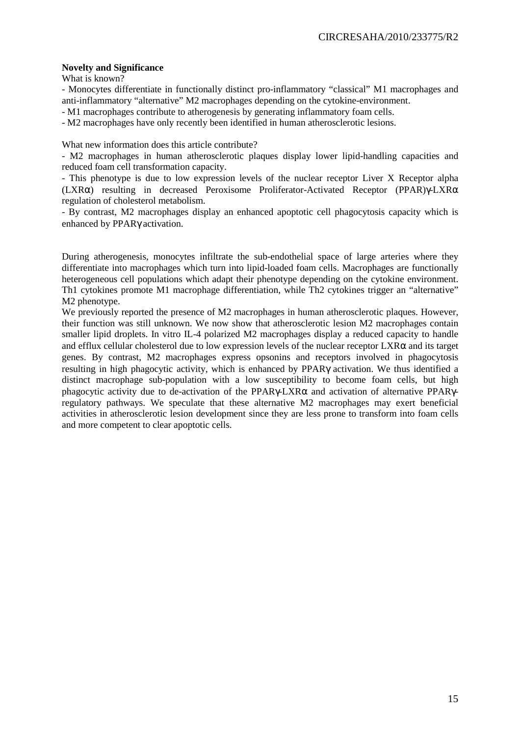**Novelty and Significance**

What is known?

- Monocytes differentiate in functionally distinct pro-inflammatory "classical" M1 macrophages and anti-inflammatory "alternative" M2 macrophages depending on the cytokine-environment.
- M1 macrophages contribute to atherogenesis by generating inflammatory foam cells.
- M2 macrophages have only recently been identified in human atherosclerotic lesions.

What new information does this article contribute?

- M2 macrophages in human atherosclerotic plaques display lower lipid-handling capacities and reduced foam cell transformation capacity.
- This phenotype is due to low expression levels of the nuclear receptor Liver X Receptor alpha (LXRα) resulting in decreased Peroxisome Proliferator-Activated Receptor (PPAR)γ-LXRα regulation of cholesterol metabolism.
- By contrast, M2 macrophages display an enhanced apoptotic cell phagocytosis capacity which is enhanced by PPARγ activation.

During atherogenesis, monocytes infiltrate the sub-endothelial space of large arteries where they differentiate into macrophages which turn into lipid-loaded foam cells. Macrophages are functionally heterogeneous cell populations which adapt their phenotype depending on the cytokine environment. Th1 cytokines promote M1 macrophage differentiation, while Th2 cytokines trigger an "alternative" M2 phenotype.

We previously reported the presence of M2 macrophages in human atherosclerotic plaques. However, their function was still unknown. We now show that atherosclerotic lesion M2 macrophages contain smaller lipid droplets. In vitro IL-4 polarized M2 macrophages display a reduced capacity to handle and efflux cellular cholesterol due to low expression levels of the nuclear receptor LXRα and its target genes. By contrast, M2 macrophages express opsonins and receptors involved in phagocytosis resulting in high phagocytic activity, which is enhanced by PPARγ activation. We thus identified a distinct macrophage sub-population with a low susceptibility to become foam cells, but high phagocytic activity due to de-activation of the PPARγ-LXRα and activation of alternative PPARγ-regulatory pathways. We speculate that these alternative M2 macrophages may exert beneficial activities in atherosclerotic lesion development since they are less prone to transform into foam cells and more competent to clear apoptotic cells.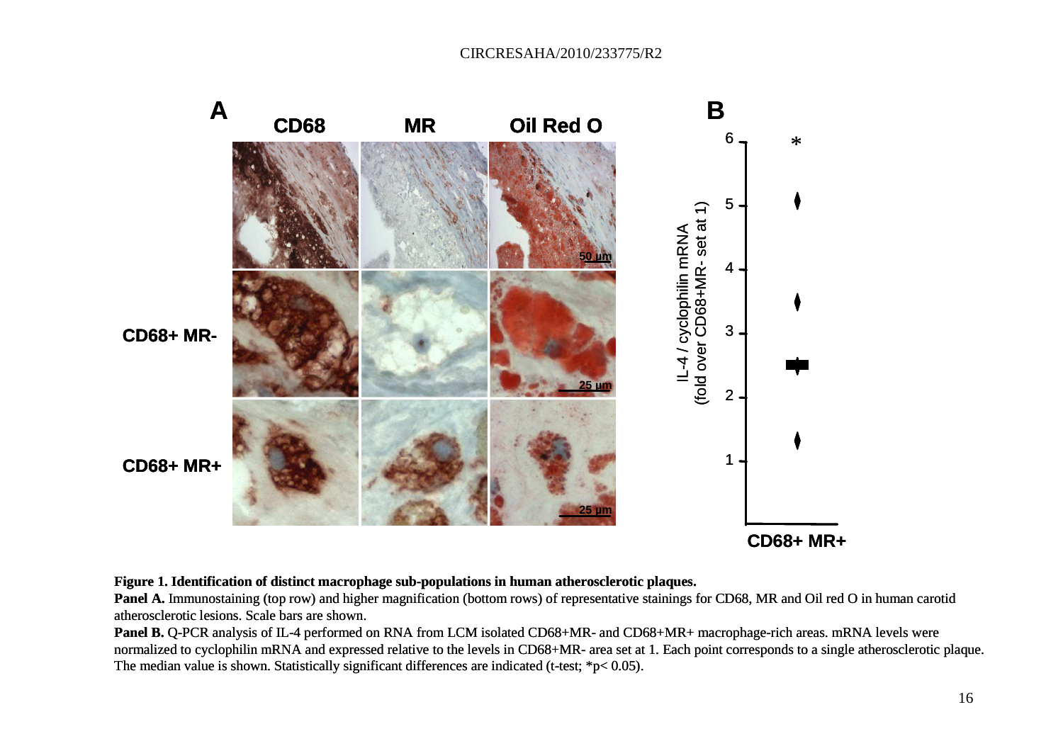**Figure 1. Identification of distinct macrophage sub-populations in human atherosclerotic plaques.**

**Panel A.** Immunostaining (top row) and higher magnification (bottom rows) of representative stainings for CD68, MR and Oil red O in human carotid atherosclerotic lesions. Scale bars are shown.

**Panel B.** Q-PCR analysis of IL-4 performed on RNA from LCM isolated CD68+MR- and CD68+MR+ macrophage-rich areas. mRNA levels were normalized to cyclophilin mRNA and expressed relative to the levels in CD68+MR- area set at 1. Each point corresponds to a single atherosclerotic plaque. The median value is shown. Statistically significant differences are indicated (t-test; *$p < 0.05$).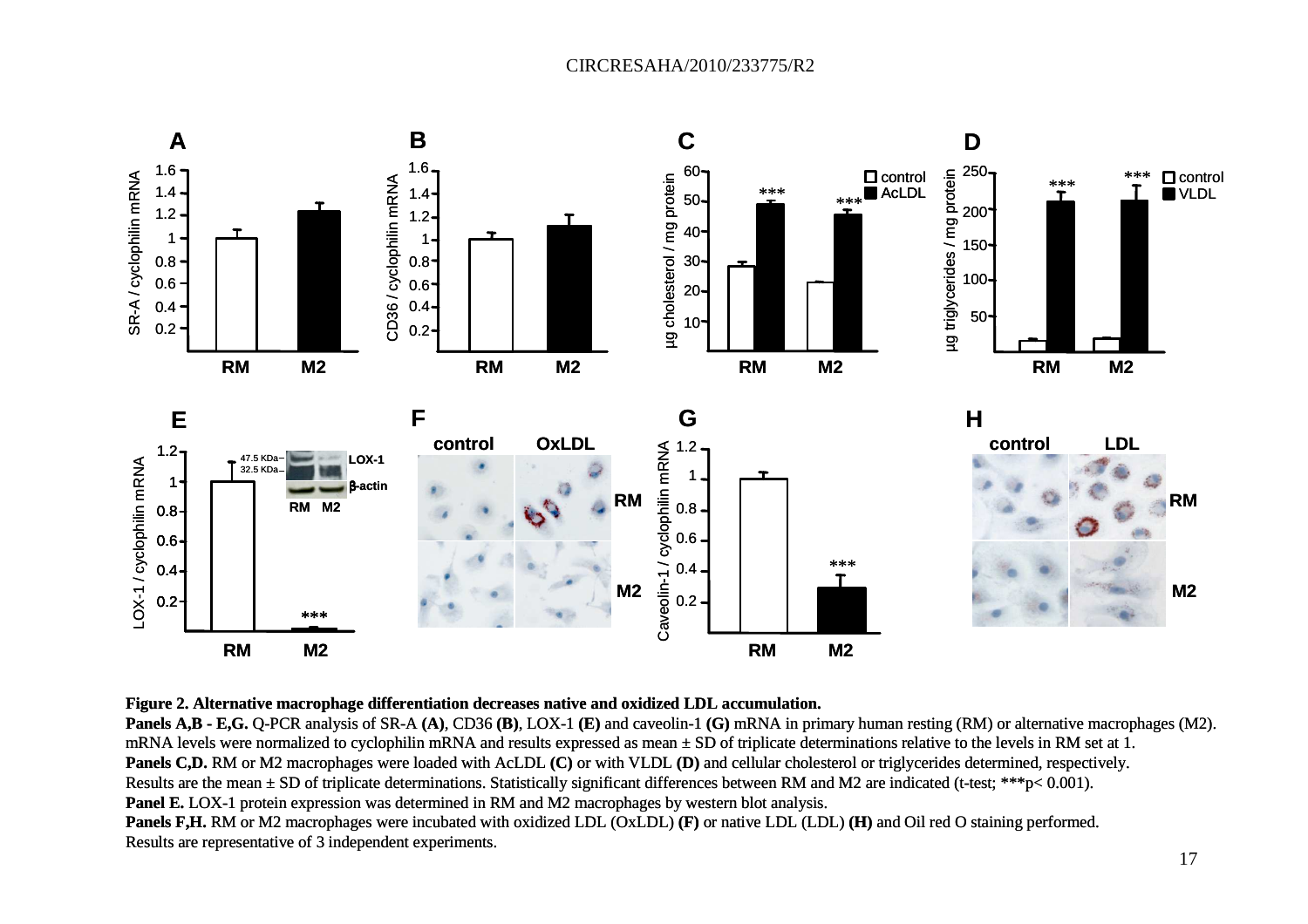**Figure 2. Alternative macrophage differentiation decreases native and oxidized LDL accumulation.**

**Panels A,B - E,G.** Q-PCR analysis of SR-A **(A)**, CD36 **(B)**, LOX-1 **(E)** and caveolin-1 **(G)** mRNA in primary human resting (RM) or alternative macrophages (M2). mRNA levels were normalized to cyclophilin mRNA and results expressed as mean ± SD of triplicate determinations relative to the levels in RM set at 1.

**Panels C,D.** RM or M2 macrophages were loaded with AcLDL **(C)** or with VLDL **(D)** and cellular cholesterol or triglycerides determined, respectively. Results are the mean ± SD of triplicate determinations. Statistically significant differences between RM and M2 are indicated (t-test; ***p< 0.001).

**Panel E.** LOX-1 protein expression was determined in RM and M2 macrophages by western blot analysis.

**Panels F,H.** RM or M2 macrophages were incubated with oxidized LDL (OxLDL) **(F)** or native LDL (LDL) **(H)** and Oil red O staining performed. Results are representative of 3 independent experiments.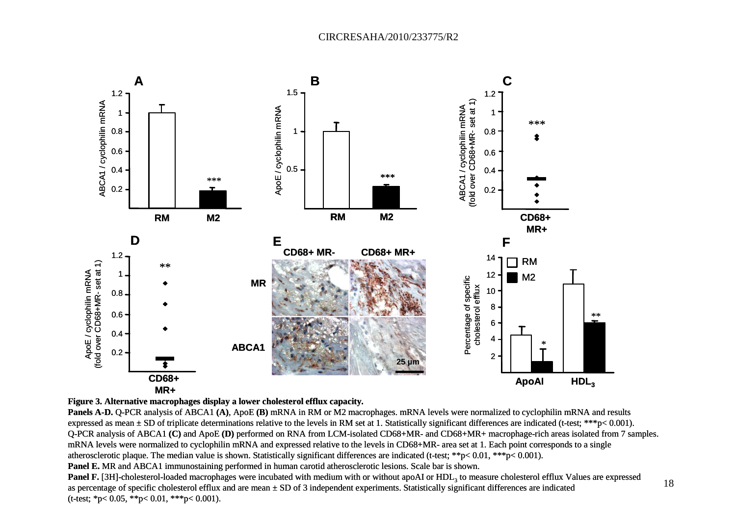**Figure 3. Alternative macrophages display a lower cholesterol efflux capacity.**

**Panels A-D.** Q-PCR analysis of ABCA1 **(A)**, ApoE **(B)** mRNA in RM or M2 macrophages. mRNA levels were normalized to cyclophilin mRNA and results expressed as mean ± SD of triplicate determinations relative to the levels in RM set at 1. Statistically significant differences are indicated (t-test; ***p< 0.001). Q-PCR analysis of ABCA1 **(C)** and ApoE **(D)** performed on RNA from LCM-isolated CD68+MR- and CD68+MR+ macrophage-rich areas isolated from 7 samples. mRNA levels were normalized to cyclophilin mRNA and expressed relative to the levels in CD68+MR- area set at 1. Each point corresponds to a single atherosclerotic plaque. The median value is shown. Statistically significant differences are indicated (t-test; **p< 0.01, ***p< 0.001).

**Panel E.** MR and ABCA1 immunostaining performed in human carotid atherosclerotic lesions. Scale bar is shown.

**Panel F.** [3H]-cholesterol-loaded macrophages were incubated with medium with or without apoAI or $HDL_3$ to measure cholesterol efflux Values are expressed as percentage of specific cholesterol efflux and are mean ± SD of 3 independent experiments. Statistically significant differences are indicated (t-test; *p< 0.05, **p< 0.01, ***p< 0.001).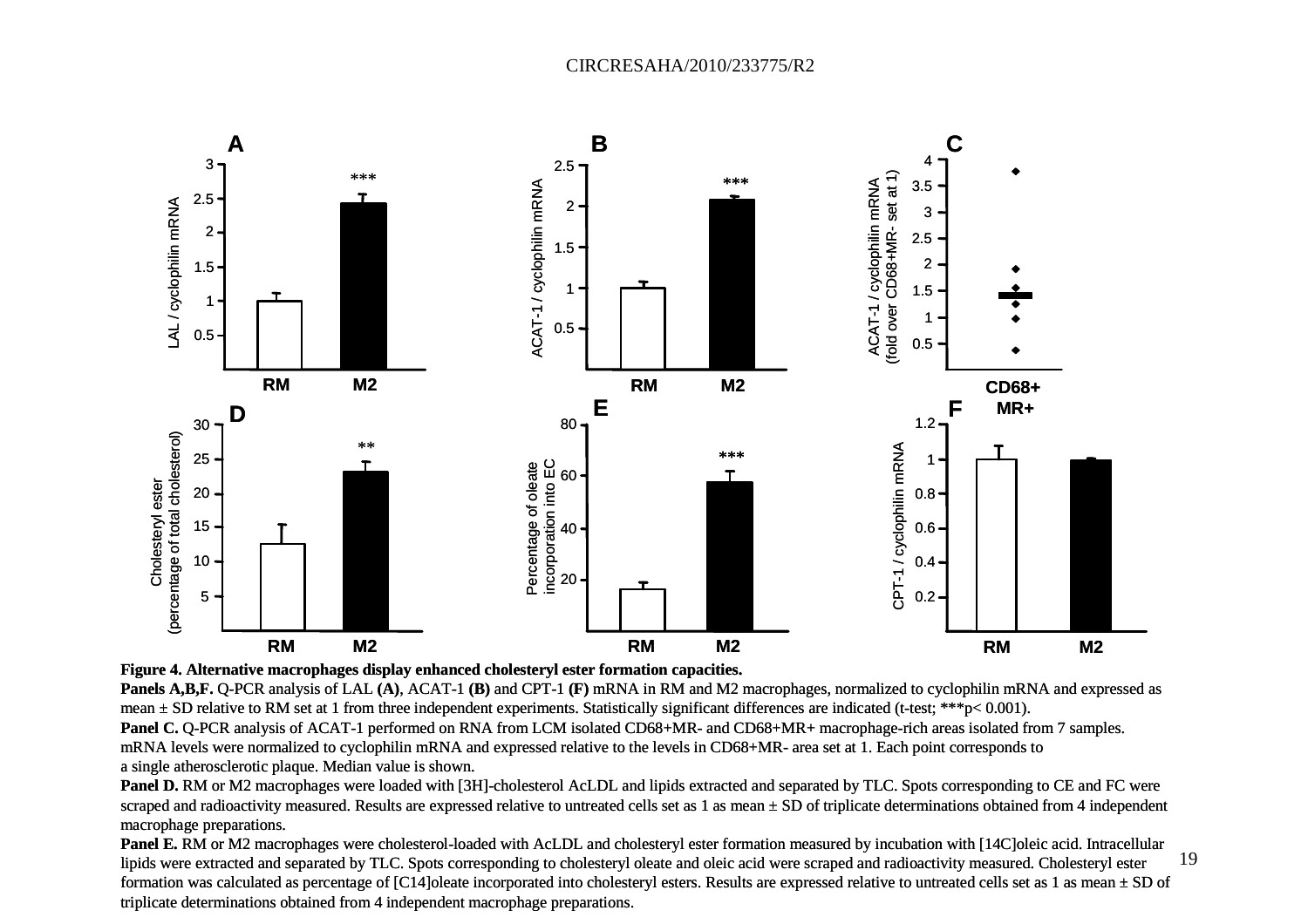**Figure 4. Alternative macrophages display enhanced cholesteryl ester formation capacities.**

**Panels A,B,F.** Q-PCR analysis of LAL **(A)**, ACAT-1 **(B)** and CPT-1 **(F)** mRNA in RM and M2 macrophages, normalized to cyclophilin mRNA and expressed as mean ± SD relative to RM set at 1 from three independent experiments. Statistically significant differences are indicated (t-test; ***p< 0.001).

**Panel C.** Q-PCR analysis of ACAT-1 performed on RNA from LCM isolated CD68+MR- and CD68+MR+ macrophage-rich areas isolated from 7 samples. mRNA levels were normalized to cyclophilin mRNA and expressed relative to the levels in CD68+MR- area set at 1. Each point corresponds to a single atherosclerotic plaque. Median value is shown.

**Panel D.** RM or M2 macrophages were loaded with [3H]-cholesterol AcLDL and lipids extracted and separated by TLC. Spots corresponding to CE and FC were scraped and radioactivity measured. Results are expressed relative to untreated cells set as 1 as mean ± SD of triplicate determinations obtained from 4 independent macrophage preparations.

**Panel E.** RM or M2 macrophages were cholesterol-loaded with AcLDL and cholesteryl ester formation measured by incubation with [14C]oleic acid. Intracellular lipids were extracted and separated by TLC. Spots corresponding to cholesteryl oleate and oleic acid were scraped and radioactivity measured. Cholesteryl ester formation was calculated as percentage of [C14]oleate incorporated into cholesteryl esters. Results are expressed relative to untreated cells set as 1 as mean ± SD of triplicate determinations obtained from 4 independent macrophage preparations.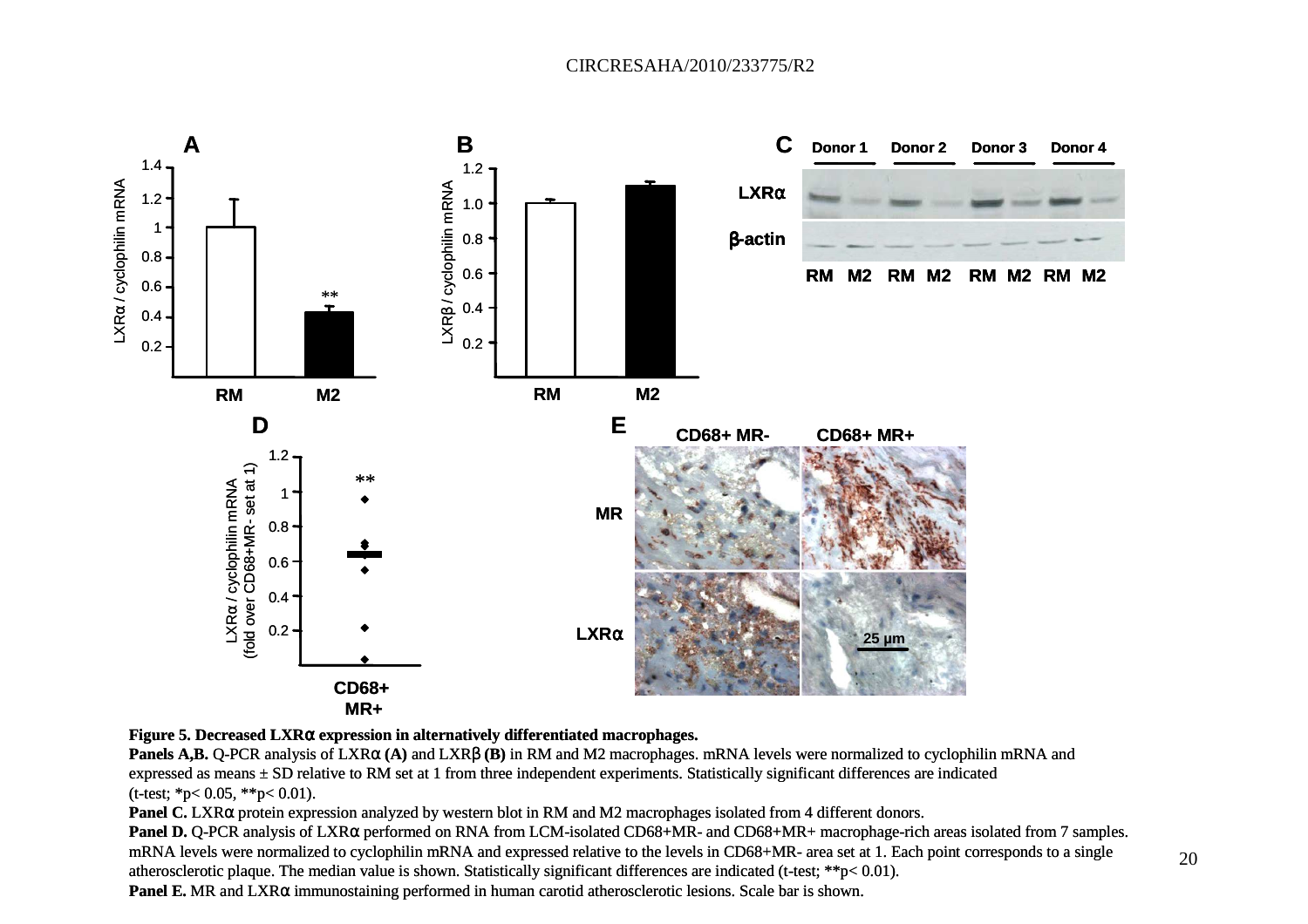**Figure 5. Decreased LXRα expression in alternatively differentiated macrophages.**

**Panels A,B.** Q-PCR analysis of LXRα **(A)** and LXRβ **(B)** in RM and M2 macrophages. mRNA levels were normalized to cyclophilin mRNA and expressed as means ± SD relative to RM set at 1 from three independent experiments. Statistically significant differences are indicated (t-test; *$p < 0.05$, **$p < 0.01$).

**Panel C.** LXRα protein expression analyzed by western blot in RM and M2 macrophages isolated from 4 different donors.

**Panel D.** Q-PCR analysis of LXRα performed on RNA from LCM-isolated CD68+MR- and CD68+MR+ macrophage-rich areas isolated from 7 samples. mRNA levels were normalized to cyclophilin mRNA and expressed relative to the levels in CD68+MR- area set at 1. Each point corresponds to a single atherosclerotic plaque. The median value is shown. Statistically significant differences are indicated (t-test; **$p < 0.01$).

**Panel E.** MR and LXRα immunostaining performed in human carotid atherosclerotic lesions. Scale bar is shown.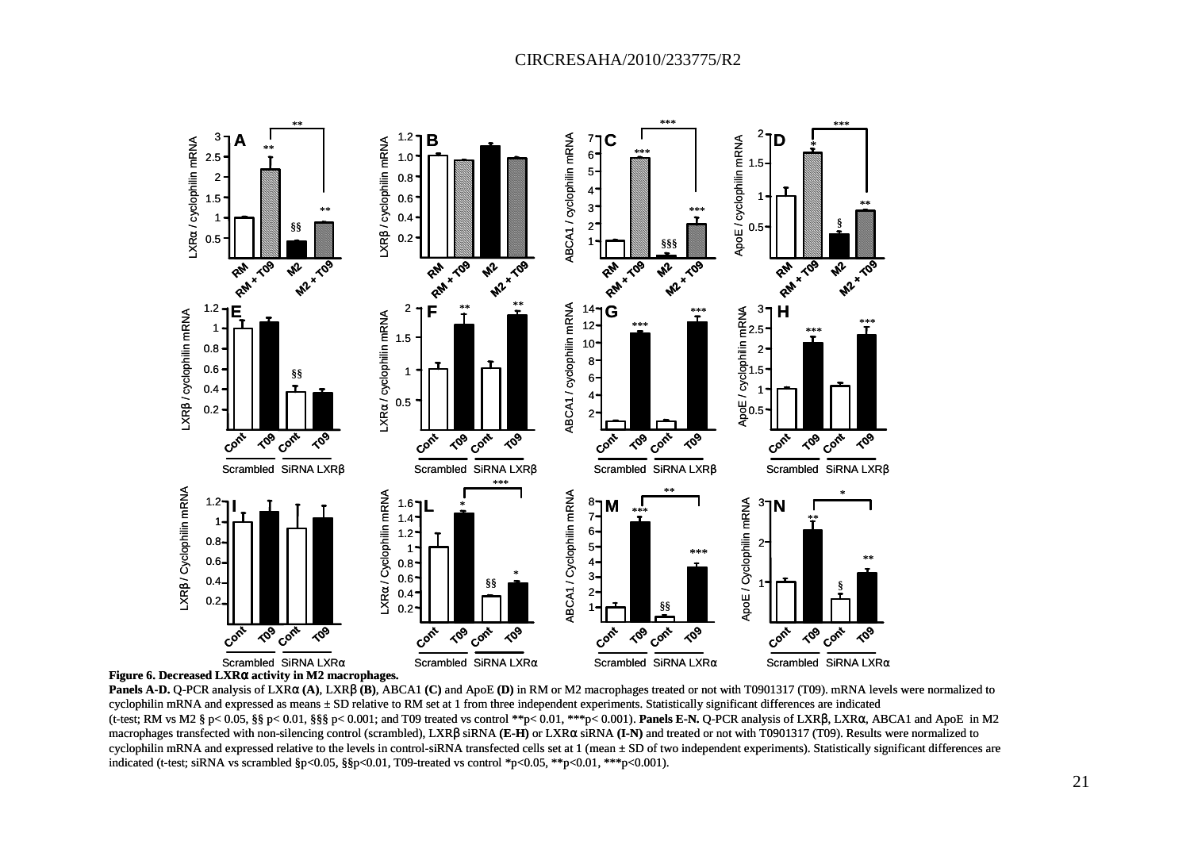**Figure 6. Decreased LXRα activity in M2 macrophages.**

**Panels A-D.** Q-PCR analysis of LXRα **(A)**, LXRβ **(B)**, ABCA1 **(C)** and ApoE **(D)** in RM or M2 macrophages treated or not with T0901317 (T09). mRNA levels were normalized to cyclophilin mRNA and expressed as means ± SD relative to RM set at 1 from three independent experiments. Statistically significant differences are indicated (t-test; RM vs M2 § p< 0.05, §§ p< 0.01, §§§ p< 0.001; and T09 treated vs control **p< 0.01, ***p< 0.001). **Panels E-N.** Q-PCR analysis of LXRβ, LXRα, ABCA1 and ApoE in M2 macrophages transfected with non-silencing control (scrambled), LXRβ siRNA **(E-H)** or LXRα siRNA **(I-N)** and treated or not with T0901317 (T09). Results were normalized to cyclophilin mRNA and expressed relative to the levels in control-siRNA transfected cells set at 1 (mean ± SD of two independent experiments). Statistically significant differences are indicated (t-test; siRNA vs scrambled §p<0.05, §§p<0.01, T09-treated vs control *p<0.05, **p<0.01, ***p<0.001).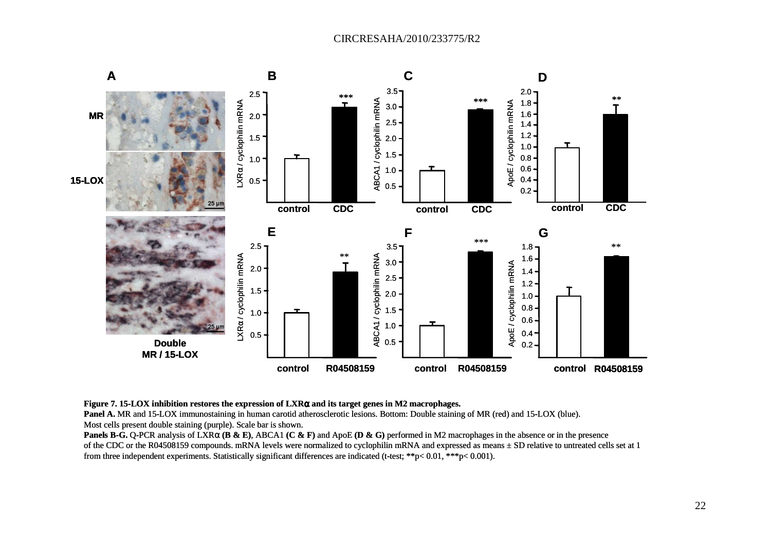**Figure 7. 15-LOX inhibition restores the expression of LXRα and its target genes in M2 macrophages.**

**Panel A.** MR and 15-LOX immunostaining in human carotid atherosclerotic lesions. Bottom: Double staining of MR (red) and 15-LOX (blue). Most cells present double staining (purple). Scale bar is shown.

**Panels B-G.** Q-PCR analysis of LXRα **(B & E)**, ABCA1 **(C & F)** and ApoE **(D & G)** performed in M2 macrophages in the absence or in the presence of the CDC or the R04508159 compounds. mRNA levels were normalized to cyclophilin mRNA and expressed as means ± SD relative to untreated cells set at 1 from three independent experiments. Statistically significant differences are indicated (t-test; ** $p < 0.01$, *** $p < 0.001$).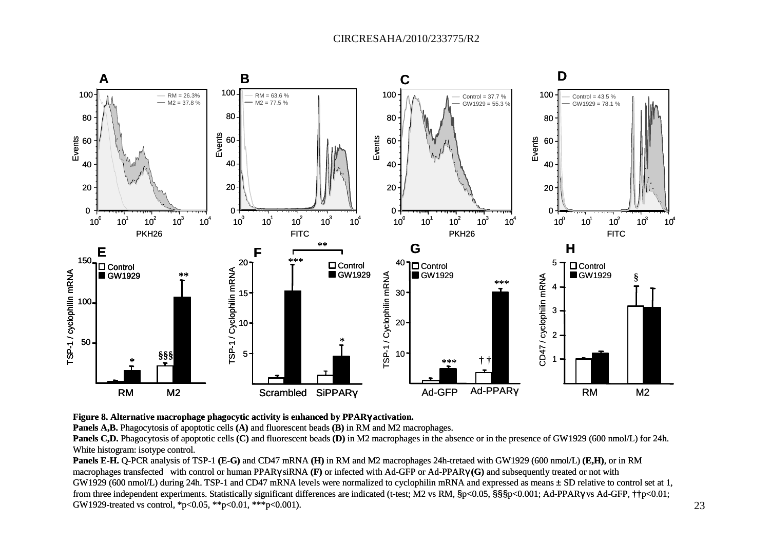A

RM = 26.3%
M2 = 37.8 %

Events

PKH26

B

RM = 63.6 %
M2 = 77.5 %

Events

FITC

C

Control = 37.7 %
GW1929 = 55.3 %

Events

PKH26

D

Control = 43.5 %
GW1929 = 78.1 %

Events

FITC

E

TSP-1 / cyclophilin mRNA

Control
GW1929

RM M2

F

TSP-1 / Cyclophilin mRNA

Control
GW1929

Scrambled SiPPARγ

G

TSP-1 / Cyclophilin mRNA

Control
GW1929

Ad-GFP Ad-PPARγ

H

CD47 / cyclophilin mRNA

Control
GW1929

RM M2

**Figure 8. Alternative macrophage phagocytic activity is enhanced by PPARγ activation.**

**Panels A,B.** Phagocytosis of apoptotic cells **(A)** and fluorescent beads **(B)** in RM and M2 macrophages.

**Panels C,D.** Phagocytosis of apoptotic cells **(C)** and fluorescent beads **(D)** in M2 macrophages in the absence or in the presence of GW1929 (600 nmol/L) for 24h. White histogram: isotype control.

**Panels E-H.** Q-PCR analysis of TSP-1 **(E-G)** and CD47 mRNA **(H)** in RM and M2 macrophages 24h-tretaed with GW1929 (600 nmol/L) **(E,H)**, or in RM macrophages transfected with control or human PPARγsiRNA **(F)** or infected with Ad-GFP or Ad-PPARγ **(G)** and subsequently treated or not with GW1929 (600 nmol/L) during 24h. TSP-1 and CD47 mRNA levels were normalized to cyclophilin mRNA and expressed as means ± SD relative to control set at 1, from three independent experiments. Statistically significant differences are indicated (t-test; M2 vs RM, §p<0.05, §§§p<0.001; Ad-PPARγ vs Ad-GFP, ††p<0.01; GW1929-treated vs control, *p<0.05, **p<0.01, ***p<0.001).